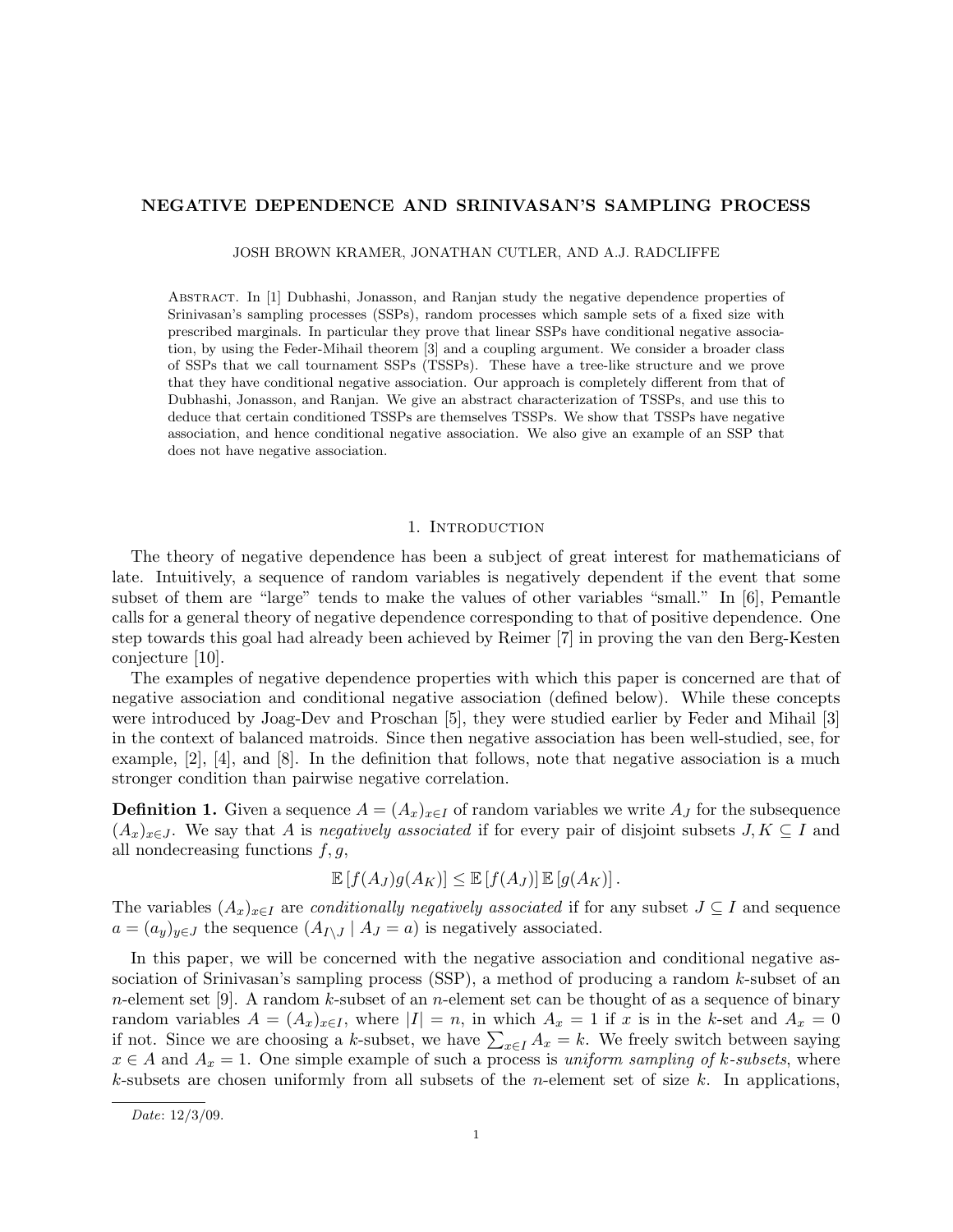# NEGATIVE DEPENDENCE AND SRINIVASAN'S SAMPLING PROCESS

JOSH BROWN KRAMER, JONATHAN CUTLER, AND A.J. RADCLIFFE

Abstract. In [1] Dubhashi, Jonasson, and Ranjan study the negative dependence properties of Srinivasan's sampling processes (SSPs), random processes which sample sets of a fixed size with prescribed marginals. In particular they prove that linear SSPs have conditional negative association, by using the Feder-Mihail theorem [3] and a coupling argument. We consider a broader class of SSPs that we call tournament SSPs (TSSPs). These have a tree-like structure and we prove that they have conditional negative association. Our approach is completely different from that of Dubhashi, Jonasson, and Ranjan. We give an abstract characterization of TSSPs, and use this to deduce that certain conditioned TSSPs are themselves TSSPs. We show that TSSPs have negative association, and hence conditional negative association. We also give an example of an SSP that does not have negative association.

## 1. Introduction

The theory of negative dependence has been a subject of great interest for mathematicians of late. Intuitively, a sequence of random variables is negatively dependent if the event that some subset of them are "large" tends to make the values of other variables "small." In [6], Pemantle calls for a general theory of negative dependence corresponding to that of positive dependence. One step towards this goal had already been achieved by Reimer [7] in proving the van den Berg-Kesten conjecture [10].

The examples of negative dependence properties with which this paper is concerned are that of negative association and conditional negative association (defined below). While these concepts were introduced by Joag-Dev and Proschan [5], they were studied earlier by Feder and Mihail [3] in the context of balanced matroids. Since then negative association has been well-studied, see, for example, [2], [4], and [8]. In the definition that follows, note that negative association is a much stronger condition than pairwise negative correlation.

**Definition 1.** Given a sequence $A = (A_x)_{x\in I}$ of random variables we write $A_J$ for the subsequence $(A_x)_{x\in J}$. We say that $A$ is *negatively associated* if for every pair of disjoint subsets $J, K \subseteq I$ and all nondecreasing functions $f, g$,

$$\mathbb{E}\left[f(A_J)g(A_K)\right] \leq \mathbb{E}\left[f(A_J)\right]\mathbb{E}\left[g(A_K)\right].$$

The variables $(A_x)_{x\in I}$ are *conditionally negatively associated* if for any subset $J \subseteq I$ and sequence $a = (a_y)_{y\in J}$ the sequence $(A_{I\setminus J} \mid A_J = a)$ is negatively associated.

In this paper, we will be concerned with the negative association and conditional negative association of Srinivasan's sampling process (SSP), a method of producing a random $k$-subset of an $n$-element set [9]. A random $k$-subset of an $n$-element set can be thought of as a sequence of binary random variables $A = (A_x)_{x\in I}$, where $|I| = n$, in which $A_x = 1$ if $x$ is in the $k$-set and $A_x = 0$ if not. Since we are choosing a $k$-subset, we have $\sum_{x\in I} A_x = k$. We freely switch between saying $x \in A$ and $A_x = 1$. One simple example of such a process is *uniform sampling of $k$-subsets*, where $k$-subsets are chosen uniformly from all subsets of the $n$-element set of size $k$. In applications,

Date: 12/3/09.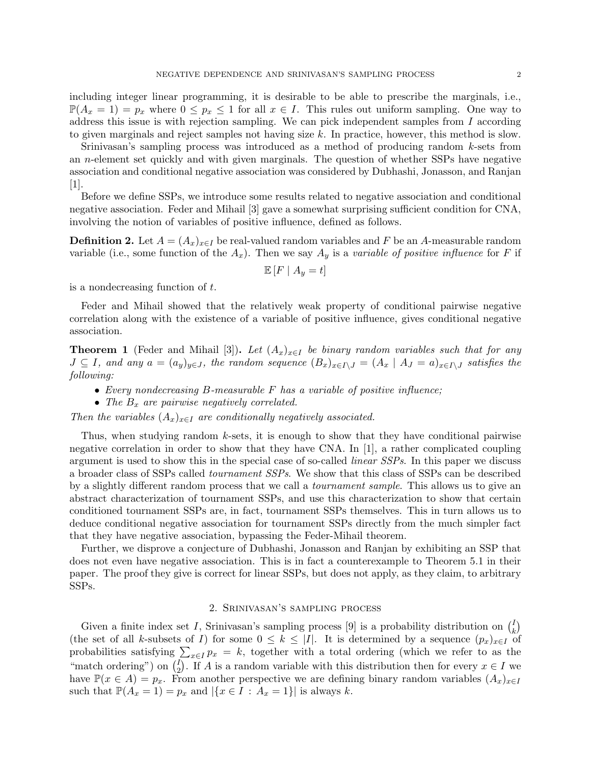including integer linear programming, it is desirable to be able to prescribe the marginals, i.e., $\mathbb{P}(A_x = 1) = p_x$ where $0 \le p_x \le 1$ for all $x \in I$. This rules out uniform sampling. One way to address this issue is with rejection sampling. We can pick independent samples from $I$ according to given marginals and reject samples not having size $k$. In practice, however, this method is slow.

Srinivasan's sampling process was introduced as a method of producing random $k$-sets from an $n$-element set quickly and with given marginals. The question of whether SSPs have negative association and conditional negative association was considered by Dubhashi, Jonasson, and Ranjan [1].

Before we define SSPs, we introduce some results related to negative association and conditional negative association. Feder and Mihail [3] gave a somewhat surprising sufficient condition for CNA, involving the notion of variables of positive influence, defined as follows.

**Definition 2.** Let $A = (A_x)_{x\in I}$ be real-valued random variables and $F$ be an $A$-measurable random variable (i.e., some function of the $A_x$). Then we say $A_y$ is a *variable of positive influence* for $F$ if

$$\mathbb{E}[F \mid A_y = t]$$

is a nondecreasing function of $t$.

Feder and Mihail showed that the relatively weak property of conditional pairwise negative correlation along with the existence of a variable of positive influence, gives conditional negative association.

**Theorem 1** (Feder and Mihail [3]). *Let $(A_x)_{x\in I}$ be binary random variables such that for any $J \subseteq I$, and any $a = (a_y)_{y\in J}$, the random sequence $(B_x)_{x\in I\setminus J} = (A_x \mid A_J = a)_{x\in I\setminus J}$ satisfies the following:*

- *Every nondecreasing $B$-measurable $F$ has a variable of positive influence;*
- *The $B_x$ are pairwise negatively correlated.*

*Then the variables $(A_x)_{x\in I}$ are conditionally negatively associated.*

Thus, when studying random $k$-sets, it is enough to show that they have conditional pairwise negative correlation in order to show that they have CNA. In [1], a rather complicated coupling argument is used to show this in the special case of so-called *linear SSPs*. In this paper we discuss a broader class of SSPs called *tournament SSPs*. We show that this class of SSPs can be described by a slightly different random process that we call a *tournament sample*. This allows us to give an abstract characterization of tournament SSPs, and use this characterization to show that certain conditioned tournament SSPs are, in fact, tournament SSPs themselves. This in turn allows us to deduce conditional negative association for tournament SSPs directly from the much simpler fact that they have negative association, bypassing the Feder-Mihail theorem.

Further, we disprove a conjecture of Dubhashi, Jonasson and Ranjan by exhibiting an SSP that does not even have negative association. This is in fact a counterexample to Theorem 5.1 in their paper. The proof they give is correct for linear SSPs, but does not apply, as they claim, to arbitrary SSPs.

## 2. Srinivasan's sampling process

Given a finite index set $I$, Srinivasan's sampling process [9] is a probability distribution on $\binom{I}{k}$ (the set of all $k$-subsets of $I$) for some $0 \le k \le |I|$. It is determined by a sequence $(p_x)_{x\in I}$ of probabilities satisfying $\sum_{x\in I} p_x = k$, together with a total ordering (which we refer to as the "match ordering") on $\binom{I}{2}$. If $A$ is a random variable with this distribution then for every $x \in I$ we have $\mathbb{P}(x \in A) = p_x$. From another perspective we are defining binary random variables $(A_x)_{x\in I}$ such that $\mathbb{P}(A_x = 1) = p_x$ and $|\{x \in I : A_x = 1\}|$ is always $k$.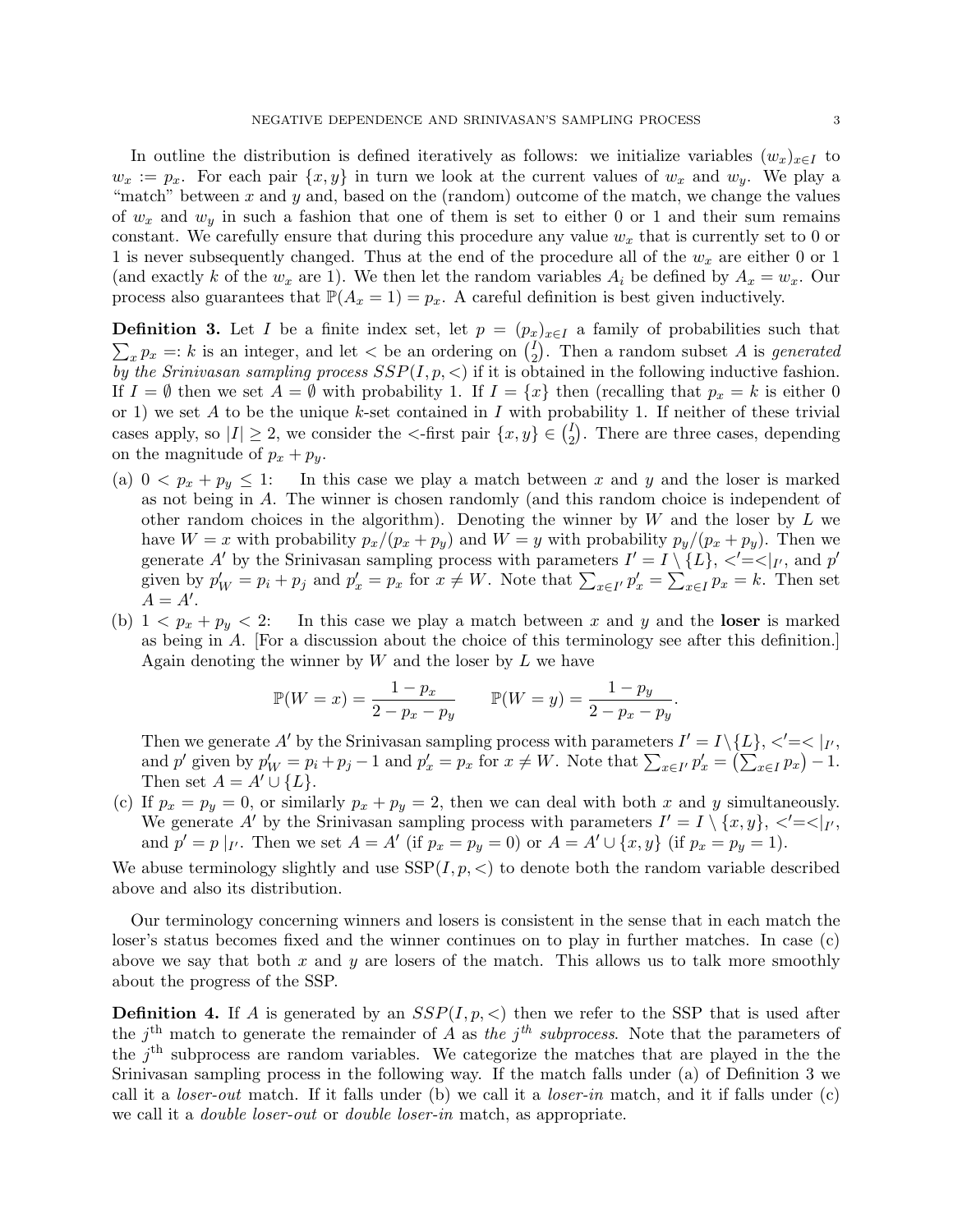In outline the distribution is defined iteratively as follows: we initialize variables $(w_x)_{x\in I}$ to $w_x := p_x$. For each pair $\{x, y\}$ in turn we look at the current values of $w_x$ and $w_y$. We play a "match" between $x$ and $y$ and, based on the (random) outcome of the match, we change the values of $w_x$ and $w_y$ in such a fashion that one of them is set to either 0 or 1 and their sum remains constant. We carefully ensure that during this procedure any value $w_x$ that is currently set to 0 or 1 is never subsequently changed. Thus at the end of the procedure all of the $w_x$ are either 0 or 1 (and exactly $k$ of the $w_x$ are 1). We then let the random variables $A_i$ be defined by $A_x = w_x$. Our process also guarantees that $\mathbb{P}(A_x = 1) = p_x$. A careful definition is best given inductively.

**Definition 3.** Let $I$ be a finite index set, let $p = (p_x)_{x\in I}$ a family of probabilities such that $\sum_x p_x =: k$ is an integer, and let $<$ be an ordering on $\binom{I}{2}$. Then a random subset $A$ is *generated by the Srinivasan sampling process $SSP(I, p, <)$* if it is obtained in the following inductive fashion. If $I = \emptyset$ then we set $A = \emptyset$ with probability 1. If $I = \{x\}$ then (recalling that $p_x = k$ is either 0 or 1) we set $A$ to be the unique $k$-set contained in $I$ with probability 1. If neither of these trivial cases apply, so $|I| \geq 2$, we consider the $<$-first pair $\{x, y\} \in \binom{I}{2}$. There are three cases, depending on the magnitude of $p_x + p_y$.

(a) $0 < p_x + p_y \leq 1$: In this case we play a match between $x$ and $y$ and the loser is marked as not being in $A$. The winner is chosen randomly (and this random choice is independent of other random choices in the algorithm). Denoting the winner by $W$ and the loser by $L$ we have $W = x$ with probability $p_x/(p_x + p_y)$ and $W = y$ with probability $p_y/(p_x + p_y)$. Then we generate $A'$ by the Srinivasan sampling process with parameters $I' = I \setminus \{L\}$, $<' = <|_{I'}$, and $p'$ given by $p'_W = p_i + p_j$ and $p'_x = p_x$ for $x \neq W$. Note that $\sum_{x\in I'} p'_x = \sum_{x\in I} p_x = k$. Then set $A = A'$.

(b) $1 < p_x + p_y < 2$: In this case we play a match between $x$ and $y$ and the **loser** is marked as being in $A$. [For a discussion about the choice of this terminology see after this definition.] Again denoting the winner by $W$ and the loser by $L$ we have

$$\mathbb{P}(W = x) = \frac{1 - p_x}{2 - p_x - p_y} \qquad \mathbb{P}(W = y) = \frac{1 - p_y}{2 - p_x - p_y}.$$

Then we generate $A'$ by the Srinivasan sampling process with parameters $I' = I \setminus \{L\}$, $<' = <|_{I'}$, and $p'$ given by $p'_W = p_i + p_j - 1$ and $p'_x = p_x$ for $x \neq W$. Note that $\sum_{x\in I'} p'_x = \left(\sum_{x\in I} p_x\right) - 1$. Then set $A = A' \cup \{L\}$.

(c) If $p_x = p_y = 0$, or similarly $p_x + p_y = 2$, then we can deal with both $x$ and $y$ simultaneously. We generate $A'$ by the Srinivasan sampling process with parameters $I' = I \setminus \{x, y\}$, $<' = <|_{I'}$, and $p' = p\,|_{I'}$. Then we set $A = A'$ (if $p_x = p_y = 0$) or $A = A' \cup \{x, y\}$ (if $p_x = p_y = 1$).

We abuse terminology slightly and use $\mathrm{SSP}(I, p, <)$ to denote both the random variable described above and also its distribution.

Our terminology concerning winners and losers is consistent in the sense that in each match the loser's status becomes fixed and the winner continues on to play in further matches. In case (c) above we say that both $x$ and $y$ are losers of the match. This allows us to talk more smoothly about the progress of the SSP.

**Definition 4.** If $A$ is generated by an $SSP(I, p, <)$ then we refer to the SSP that is used after the $j^{\text{th}}$ match to generate the remainder of $A$ as *the $j^{th}$ subprocess*. Note that the parameters of the $j^{\text{th}}$ subprocess are random variables. We categorize the matches that are played in the the Srinivasan sampling process in the following way. If the match falls under (a) of Definition 3 we call it a *loser-out* match. If it falls under (b) we call it a *loser-in* match, and it if falls under (c) we call it a *double loser-out* or *double loser-in* match, as appropriate.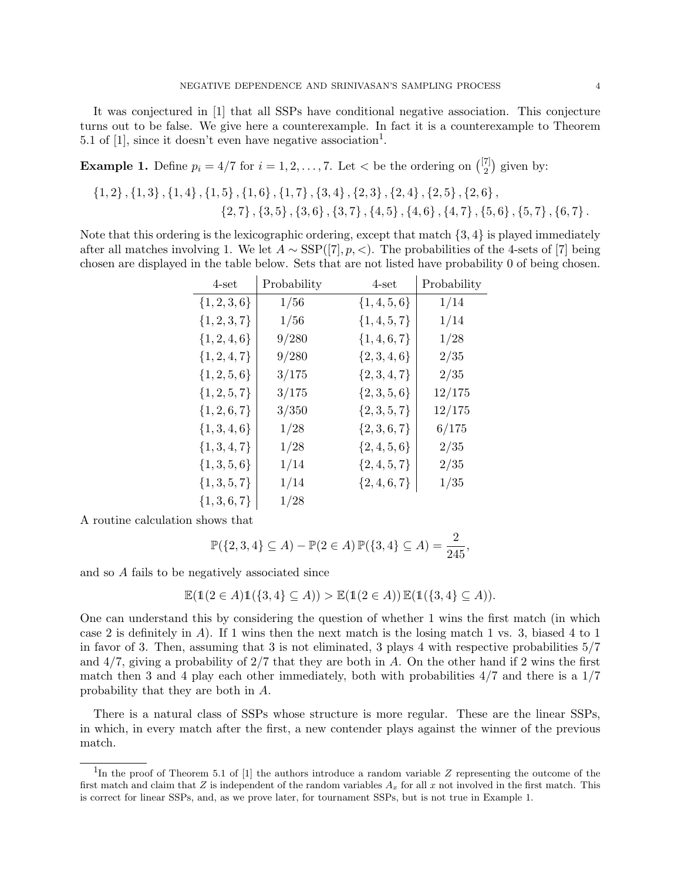It was conjectured in [1] that all SSPs have conditional negative association. This conjecture turns out to be false. We give here a counterexample. In fact it is a counterexample to Theorem 5.1 of [1], since it doesn't even have negative association[1].

**Example 1.** Define $p_i = 4/7$ for $i = 1, 2, \ldots, 7$. Let $<$ be the ordering on $\binom{[7]}{2}$ given by:

$$\{1,2\}, \{1,3\}, \{1,4\}, \{1,5\}, \{1,6\}, \{1,7\}, \{3,4\}, \{2,3\}, \{2,4\}, \{2,5\}, \{2,6\},$$
$$\{2,7\}, \{3,5\}, \{3,6\}, \{3,7\}, \{4,5\}, \{4,6\}, \{4,7\}, \{5,6\}, \{5,7\}, \{6,7\}.$$

Note that this ordering is the lexicographic ordering, except that match $\{3,4\}$ is played immediately after all matches involving 1. We let $A \sim \mathrm{SSP}([7], p, <)$. The probabilities of the 4-sets of [7] being chosen are displayed in the table below. Sets that are not listed have probability 0 of being chosen.

| 4-set | Probability | 4-set | Probability |
|---|---|---|---|
| $\{1,2,3,6\}$ | $1/56$ | $\{1,4,5,6\}$ | $1/14$ |
| $\{1,2,3,7\}$ | $1/56$ | $\{1,4,5,7\}$ | $1/14$ |
| $\{1,2,4,6\}$ | $9/280$ | $\{1,4,6,7\}$ | $1/28$ |
| $\{1,2,4,7\}$ | $9/280$ | $\{2,3,4,6\}$ | $2/35$ |
| $\{1,2,5,6\}$ | $3/175$ | $\{2,3,4,7\}$ | $2/35$ |
| $\{1,2,5,7\}$ | $3/175$ | $\{2,3,5,6\}$ | $12/175$ |
| $\{1,2,6,7\}$ | $3/350$ | $\{2,3,5,7\}$ | $12/175$ |
| $\{1,3,4,6\}$ | $1/28$ | $\{2,3,6,7\}$ | $6/175$ |
| $\{1,3,4,7\}$ | $1/28$ | $\{2,4,5,6\}$ | $2/35$ |
| $\{1,3,5,6\}$ | $1/14$ | $\{2,4,5,7\}$ | $2/35$ |
| $\{1,3,5,7\}$ | $1/14$ | $\{2,4,6,7\}$ | $1/35$ |
| $\{1,3,6,7\}$ | $1/28$ | | |

A routine calculation shows that

$$\mathbb{P}(\{2,3,4\} \subseteq A) - \mathbb{P}(2 \in A)\,\mathbb{P}(\{3,4\} \subseteq A) = \frac{2}{245},$$

and so $A$ fails to be negatively associated since

$$\mathbb{E}(\mathbb{1}(2 \in A)\mathbb{1}(\{3,4\} \subseteq A)) > \mathbb{E}(\mathbb{1}(2 \in A))\,\mathbb{E}(\mathbb{1}(\{3,4\} \subseteq A)).$$

One can understand this by considering the question of whether 1 wins the first match (in which case 2 is definitely in $A$). If 1 wins then the next match is the losing match 1 vs. 3, biased 4 to 1 in favor of 3. Then, assuming that 3 is not eliminated, 3 plays 4 with respective probabilities $5/7$ and $4/7$, giving a probability of $2/7$ that they are both in $A$. On the other hand if 2 wins the first match then 3 and 4 play each other immediately, both with probabilities $4/7$ and there is a $1/7$ probability that they are both in $A$.

There is a natural class of SSPs whose structure is more regular. These are the linear SSPs, in which, in every match after the first, a new contender plays against the winner of the previous match.

[1] In the proof of Theorem 5.1 of [1] the authors introduce a random variable $Z$ representing the outcome of the first match and claim that $Z$ is independent of the random variables $A_x$ for all $x$ not involved in the first match. This is correct for linear SSPs, and, as we prove later, for tournament SSPs, but is not true in Example 1.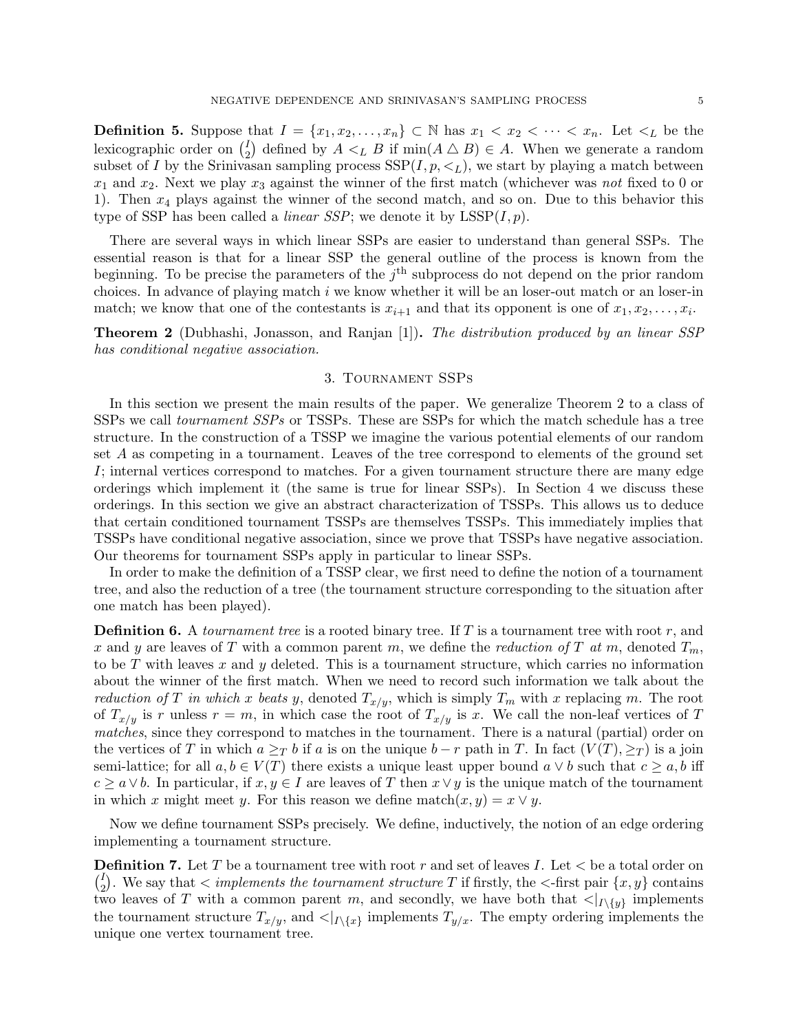**Definition 5.** Suppose that $I = \{x_1, x_2, \ldots, x_n\} \subset \mathbb{N}$ has $x_1 < x_2 < \cdots < x_n$. Let $<_L$ be the lexicographic order on $\binom{I}{2}$ defined by $A <_L B$ if $\min(A \triangle B) \in A$. When we generate a random subset of $I$ by the Srinivasan sampling process $\mathrm{SSP}(I, p, <_L)$, we start by playing a match between $x_1$ and $x_2$. Next we play $x_3$ against the winner of the first match (whichever was *not* fixed to 0 or 1). Then $x_4$ plays against the winner of the second match, and so on. Due to this behavior this type of SSP has been called a *linear SSP*; we denote it by $\mathrm{LSSP}(I, p)$.

There are several ways in which linear SSPs are easier to understand than general SSPs. The essential reason is that for a linear SSP the general outline of the process is known from the beginning. To be precise the parameters of the $j^{\text{th}}$ subprocess do not depend on the prior random choices. In advance of playing match $i$ we know whether it will be an loser-out match or an loser-in match; we know that one of the contestants is $x_{i+1}$ and that its opponent is one of $x_1, x_2, \ldots, x_i$.

**Theorem 2** (Dubhashi, Jonasson, and Ranjan [1])**.** *The distribution produced by an linear SSP has conditional negative association.*

## 3. Tournament SSPs

In this section we present the main results of the paper. We generalize Theorem 2 to a class of SSPs we call *tournament SSPs* or TSSPs. These are SSPs for which the match schedule has a tree structure. In the construction of a TSSP we imagine the various potential elements of our random set $A$ as competing in a tournament. Leaves of the tree correspond to elements of the ground set $I$; internal vertices correspond to matches. For a given tournament structure there are many edge orderings which implement it (the same is true for linear SSPs). In Section 4 we discuss these orderings. In this section we give an abstract characterization of TSSPs. This allows us to deduce that certain conditioned tournament TSSPs are themselves TSSPs. This immediately implies that TSSPs have conditional negative association, since we prove that TSSPs have negative association. Our theorems for tournament SSPs apply in particular to linear SSPs.

In order to make the definition of a TSSP clear, we first need to define the notion of a tournament tree, and also the reduction of a tree (the tournament structure corresponding to the situation after one match has been played).

**Definition 6.** A *tournament tree* is a rooted binary tree. If $T$ is a tournament tree with root $r$, and $x$ and $y$ are leaves of $T$ with a common parent $m$, we define the *reduction of $T$ at $m$*, denoted $T_m$, to be $T$ with leaves $x$ and $y$ deleted. This is a tournament structure, which carries no information about the winner of the first match. When we need to record such information we talk about the *reduction of $T$ in which $x$ beats $y$*, denoted $T_{x/y}$, which is simply $T_m$ with $x$ replacing $m$. The root of $T_{x/y}$ is $r$ unless $r = m$, in which case the root of $T_{x/y}$ is $x$. We call the non-leaf vertices of $T$ *matches*, since they correspond to matches in the tournament. There is a natural (partial) order on the vertices of $T$ in which $a \geq_T b$ if $a$ is on the unique $b - r$ path in $T$. In fact $(V(T), \geq_T)$ is a join semi-lattice; for all $a, b \in V(T)$ there exists a unique least upper bound $a \vee b$ such that $c \geq a, b$ iff $c \geq a \vee b$. In particular, if $x, y \in I$ are leaves of $T$ then $x \vee y$ is the unique match of the tournament in which $x$ might meet $y$. For this reason we define $\mathrm{match}(x, y) = x \vee y$.

Now we define tournament SSPs precisely. We define, inductively, the notion of an edge ordering implementing a tournament structure.

**Definition 7.** Let $T$ be a tournament tree with root $r$ and set of leaves $I$. Let $<$ be a total order on $\binom{I}{2}$. We say that $<$ *implements the tournament structure* $T$ if firstly, the $<$-first pair $\{x, y\}$ contains two leaves of $T$ with a common parent $m$, and secondly, we have both that $<|_{I \setminus \{y\}}$ implements the tournament structure $T_{x/y}$, and $<|_{I \setminus \{x\}}$ implements $T_{y/x}$. The empty ordering implements the unique one vertex tournament tree.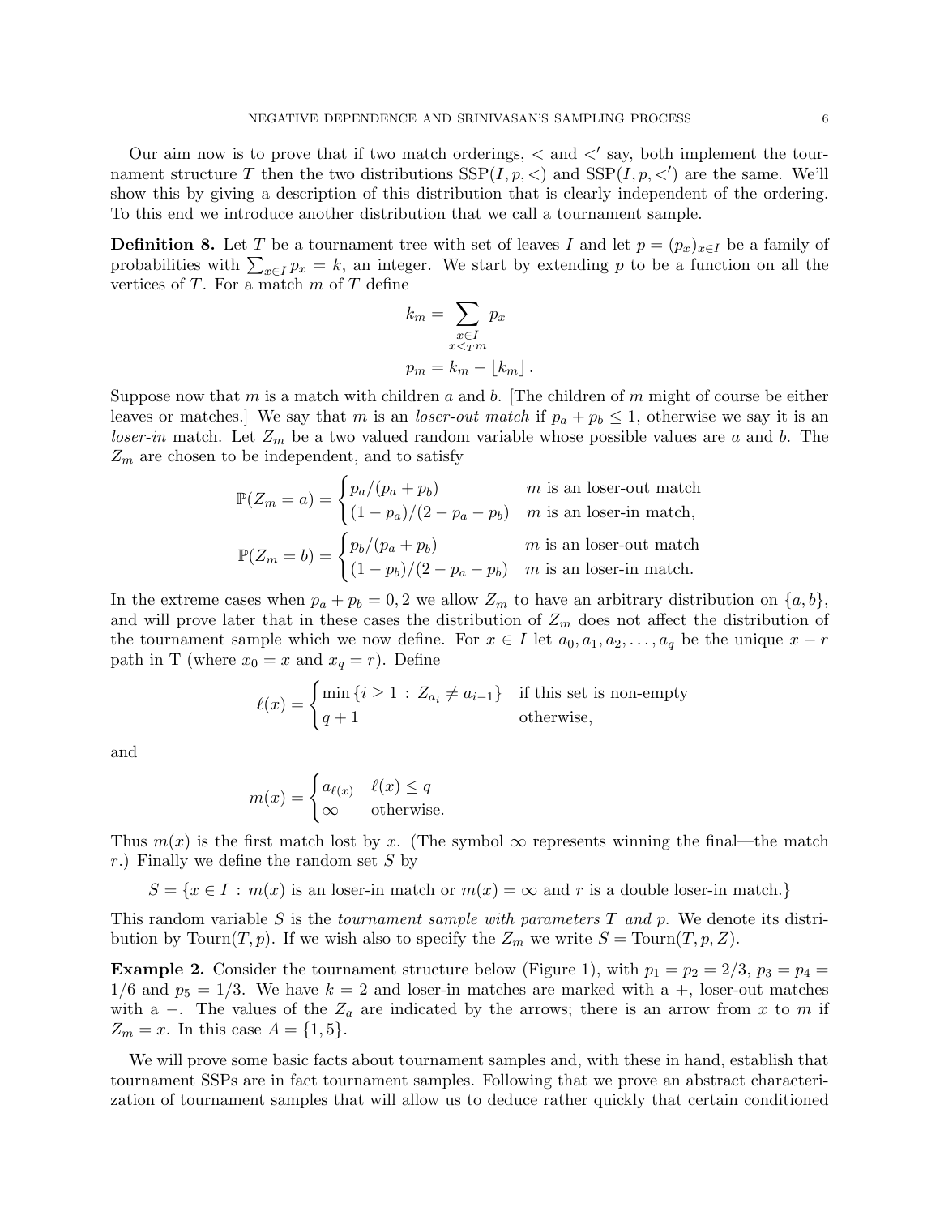Our aim now is to prove that if two match orderings, $<$ and $<'$ say, both implement the tournament structure $T$ then the two distributions $\mathrm{SSP}(I, p, <)$ and $\mathrm{SSP}(I, p, <')$ are the same. We'll show this by giving a description of this distribution that is clearly independent of the ordering. To this end we introduce another distribution that we call a tournament sample.

**Definition 8.** Let $T$ be a tournament tree with set of leaves $I$ and let $p = (p_x)_{x \in I}$ be a family of probabilities with $\sum_{x \in I} p_x = k$, an integer. We start by extending $p$ to be a function on all the vertices of $T$. For a match $m$ of $T$ define

$$k_m = \sum_{\substack{x \in I \\ x <_T m}} p_x$$

$$p_m = k_m - \lfloor k_m \rfloor .$$

Suppose now that $m$ is a match with children $a$ and $b$. [The children of $m$ might of course be either leaves or matches.] We say that $m$ is an *loser-out match* if $p_a + p_b \le 1$, otherwise we say it is an *loser-in* match. Let $Z_m$ be a two valued random variable whose possible values are $a$ and $b$. The $Z_m$ are chosen to be independent, and to satisfy

$$\mathbb{P}(Z_m = a) = \begin{cases} p_a/(p_a + p_b) & m \text{ is an loser-out match} \\ (1 - p_a)/(2 - p_a - p_b) & m \text{ is an loser-in match,} \end{cases}$$

$$\mathbb{P}(Z_m = b) = \begin{cases} p_b/(p_a + p_b) & m \text{ is an loser-out match} \\ (1 - p_b)/(2 - p_a - p_b) & m \text{ is an loser-in match.} \end{cases}$$

In the extreme cases when $p_a + p_b = 0, 2$ we allow $Z_m$ to have an arbitrary distribution on $\{a, b\}$, and will prove later that in these cases the distribution of $Z_m$ does not affect the distribution of the tournament sample which we now define. For $x \in I$ let $a_0, a_1, a_2, \ldots, a_q$ be the unique $x - r$ path in T (where $x_0 = x$ and $x_q = r$). Define

$$\ell(x) = \begin{cases} \min \{ i \ge 1 \,:\, Z_{a_i} \ne a_{i-1} \} & \text{if this set is non-empty} \\ q + 1 & \text{otherwise,} \end{cases}$$

and

$$m(x) = \begin{cases} a_{\ell(x)} & \ell(x) \le q \\ \infty & \text{otherwise.} \end{cases}$$

Thus $m(x)$ is the first match lost by $x$. (The symbol $\infty$ represents winning the final—the match $r$.) Finally we define the random set $S$ by

$$S = \{x \in I \,:\, m(x) \text{ is an loser-in match or } m(x) = \infty \text{ and } r \text{ is a double loser-in match.}\}$$

This random variable $S$ is the *tournament sample with parameters $T$ and $p$.* We denote its distribution by $\mathrm{Tourn}(T, p)$. If we wish also to specify the $Z_m$ we write $S = \mathrm{Tourn}(T, p, Z)$.

**Example 2.** Consider the tournament structure below (Figure 1), with $p_1 = p_2 = 2/3$, $p_3 = p_4 = 1/6$ and $p_5 = 1/3$. We have $k = 2$ and loser-in matches are marked with a $+$, loser-out matches with a $-$. The values of the $Z_a$ are indicated by the arrows; there is an arrow from $x$ to $m$ if $Z_m = x$. In this case $A = \{1, 5\}$.

We will prove some basic facts about tournament samples and, with these in hand, establish that tournament SSPs are in fact tournament samples. Following that we prove an abstract characterization of tournament samples that will allow us to deduce rather quickly that certain conditioned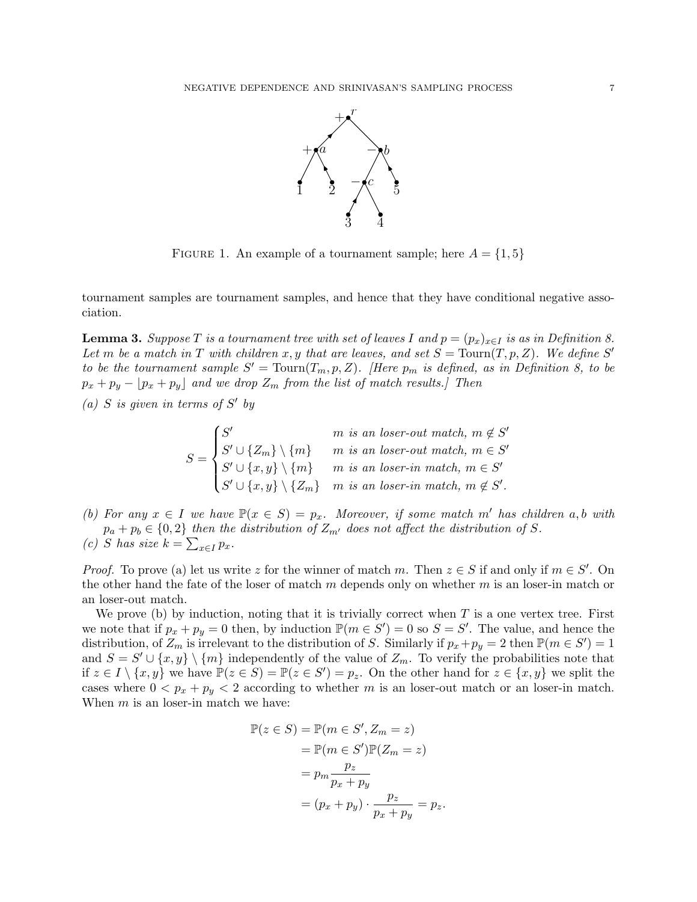FIGURE 1. An example of a tournament sample; here $A = \{1, 5\}$

tournament samples are tournament samples, and hence that they have conditional negative association.

**Lemma 3.** *Suppose $T$ is a tournament tree with set of leaves $I$ and $p = (p_x)_{x \in I}$ is as in Definition 8. Let $m$ be a match in $T$ with children $x, y$ that are leaves, and set $S = \mathrm{Tourn}(T, p, Z)$. We define $S'$ to be the tournament sample $S' = \mathrm{Tourn}(T_m, p, Z)$. [Here $p_m$ is defined, as in Definition 8, to be $p_x + p_y - \lfloor p_x + p_y \rfloor$ and we drop $Z_m$ from the list of match results.] Then*

*(a) $S$ is given in terms of $S'$ by*

$$S = \begin{cases} S' & m \text{ is an loser-out match, } m \notin S' \\ S' \cup \{Z_m\} \setminus \{m\} & m \text{ is an loser-out match, } m \in S' \\ S' \cup \{x, y\} \setminus \{m\} & m \text{ is an loser-in match, } m \in S' \\ S' \cup \{x, y\} \setminus \{Z_m\} & m \text{ is an loser-in match, } m \notin S'. \end{cases}$$

*(b) For any $x \in I$ we have $\mathbb{P}(x \in S) = p_x$. Moreover, if some match $m'$ has children $a, b$ with $p_a + p_b \in \{0, 2\}$ then the distribution of $Z_{m'}$ does not affect the distribution of $S$.*

*(c) $S$ has size $k = \sum_{x \in I} p_x$.*

*Proof.* To prove (a) let us write $z$ for the winner of match $m$. Then $z \in S$ if and only if $m \in S'$. On the other hand the fate of the loser of match $m$ depends only on whether $m$ is an loser-in match or an loser-out match.

We prove (b) by induction, noting that it is trivially correct when $T$ is a one vertex tree. First we note that if $p_x + p_y = 0$ then, by induction $\mathbb{P}(m \in S') = 0$ so $S = S'$. The value, and hence the distribution, of $Z_m$ is irrelevant to the distribution of $S$. Similarly if $p_x + p_y = 2$ then $\mathbb{P}(m \in S') = 1$ and $S = S' \cup \{x, y\} \setminus \{m\}$ independently of the value of $Z_m$. To verify the probabilities note that if $z \in I \setminus \{x, y\}$ we have $\mathbb{P}(z \in S) = \mathbb{P}(z \in S') = p_z$. On the other hand for $z \in \{x, y\}$ we split the cases where $0 < p_x + p_y < 2$ according to whether $m$ is an loser-out match or an loser-in match. When $m$ is an loser-in match we have:

$$\begin{aligned} \mathbb{P}(z \in S) &= \mathbb{P}(m \in S', Z_m = z) \\ &= \mathbb{P}(m \in S')\mathbb{P}(Z_m = z) \\ &= p_m \frac{p_z}{p_x + p_y} \\ &= (p_x + p_y) \cdot \frac{p_z}{p_x + p_y} = p_z. \end{aligned}$$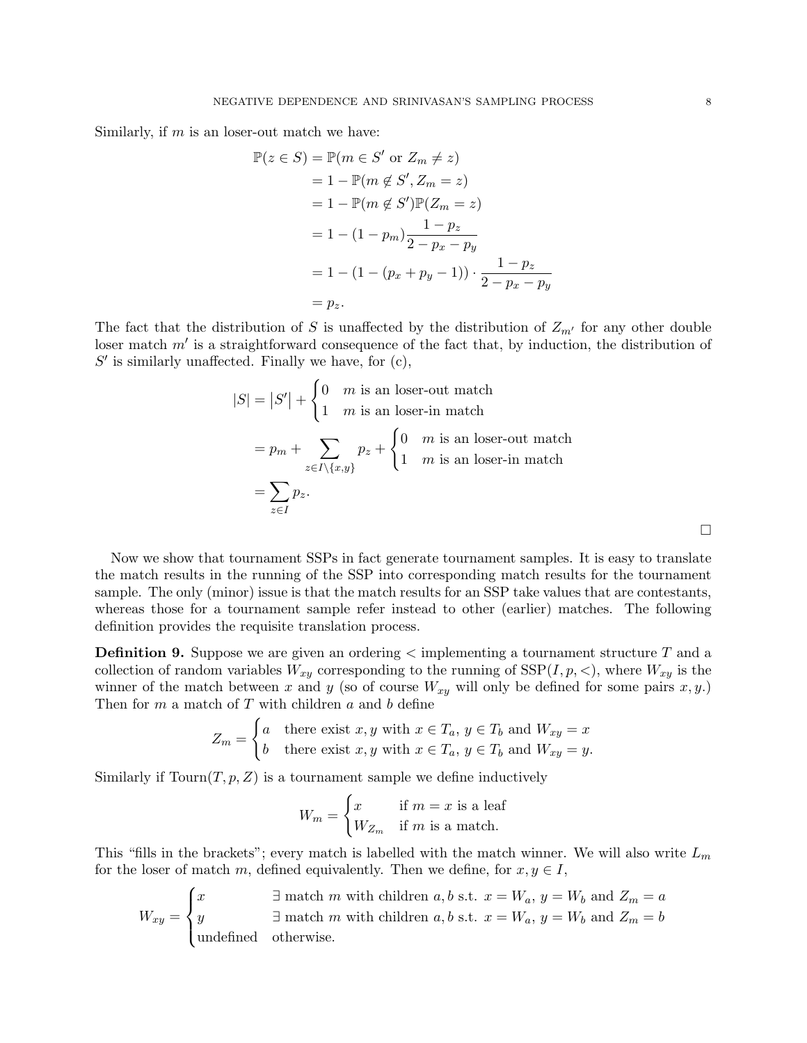Similarly, if $m$ is an loser-out match we have:

$$
\begin{aligned}
\mathbb{P}(z \in S) &= \mathbb{P}(m \in S' \text{ or } Z_m \neq z) \\
&= 1 - \mathbb{P}(m \notin S', Z_m = z) \\
&= 1 - \mathbb{P}(m \notin S')\mathbb{P}(Z_m = z) \\
&= 1 - (1 - p_m)\frac{1 - p_z}{2 - p_x - p_y} \\
&= 1 - (1 - (p_x + p_y - 1)) \cdot \frac{1 - p_z}{2 - p_x - p_y} \\
&= p_z.
\end{aligned}
$$

The fact that the distribution of $S$ is unaffected by the distribution of $Z_{m'}$ for any other double loser match $m'$ is a straightforward consequence of the fact that, by induction, the distribution of $S'$ is similarly unaffected. Finally we have, for (c),

$$
\begin{aligned}
|S| &= |S'| + \begin{cases} 0 & m \text{ is an loser-out match} \\ 1 & m \text{ is an loser-in match} \end{cases} \\
&= p_m + \sum_{z \in I \setminus \{x,y\}} p_z + \begin{cases} 0 & m \text{ is an loser-out match} \\ 1 & m \text{ is an loser-in match} \end{cases} \\
&= \sum_{z \in I} p_z.
\end{aligned}
$$

□

Now we show that tournament SSPs in fact generate tournament samples. It is easy to translate the match results in the running of the SSP into corresponding match results for the tournament sample. The only (minor) issue is that the match results for an SSP take values that are contestants, whereas those for a tournament sample refer instead to other (earlier) matches. The following definition provides the requisite translation process.

**Definition 9.** Suppose we are given an ordering $<$ implementing a tournament structure $T$ and a collection of random variables $W_{xy}$ corresponding to the running of $\mathrm{SSP}(I, p, <)$, where $W_{xy}$ is the winner of the match between $x$ and $y$ (so of course $W_{xy}$ will only be defined for some pairs $x, y$.) Then for $m$ a match of $T$ with children $a$ and $b$ define

$$
Z_m = \begin{cases} a & \text{there exist } x, y \text{ with } x \in T_a,\ y \in T_b \text{ and } W_{xy} = x \\ b & \text{there exist } x, y \text{ with } x \in T_a,\ y \in T_b \text{ and } W_{xy} = y. \end{cases}
$$

Similarly if $\mathrm{Tourn}(T, p, Z)$ is a tournament sample we define inductively

$$
W_m = \begin{cases} x & \text{if } m = x \text{ is a leaf} \\ W_{Z_m} & \text{if } m \text{ is a match.} \end{cases}
$$

This "fills in the brackets"; every match is labelled with the match winner. We will also write $L_m$ for the loser of match $m$, defined equivalently. Then we define, for $x, y \in I$,

$$
W_{xy} = \begin{cases} x & \exists \text{ match } m \text{ with children } a, b \text{ s.t. } x = W_a,\ y = W_b \text{ and } Z_m = a \\ y & \exists \text{ match } m \text{ with children } a, b \text{ s.t. } x = W_a,\ y = W_b \text{ and } Z_m = b \\ \text{undefined} & \text{otherwise.} \end{cases}
$$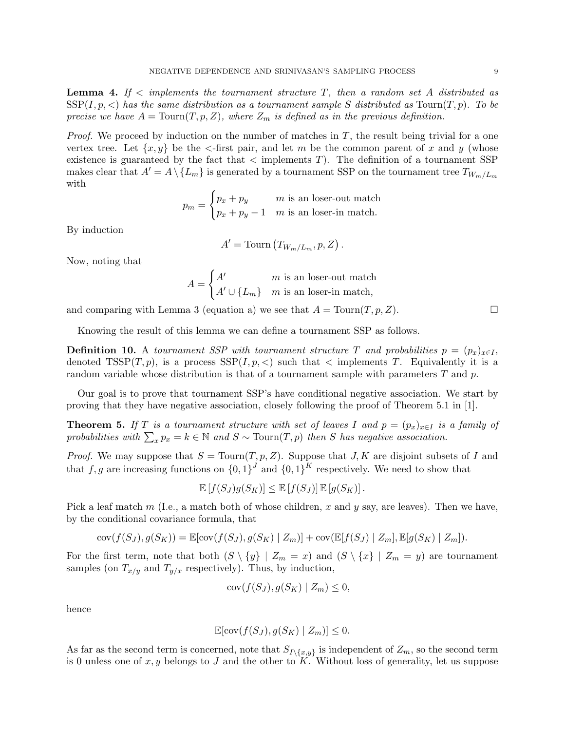**Lemma 4.** *If $<$ implements the tournament structure $T$, then a random set $A$ distributed as $\mathrm{SSP}(I, p, <)$ has the same distribution as a tournament sample $S$ distributed as $\mathrm{Tourn}(T, p)$. To be precise we have $A = \mathrm{Tourn}(T, p, Z)$, where $Z_m$ is defined as in the previous definition.*

*Proof.* We proceed by induction on the number of matches in $T$, the result being trivial for a one vertex tree. Let $\{x, y\}$ be the $<$-first pair, and let $m$ be the common parent of $x$ and $y$ (whose existence is guaranteed by the fact that $<$ implements $T$). The definition of a tournament SSP makes clear that $A' = A \setminus \{L_m\}$ is generated by a tournament SSP on the tournament tree $T_{W_m/L_m}$ with

$$p_m = \begin{cases} p_x + p_y & m \text{ is an loser-out match} \\ p_x + p_y - 1 & m \text{ is an loser-in match.} \end{cases}$$

By induction

$$A' = \mathrm{Tourn}\left(T_{W_m/L_m}, p, Z\right).$$

Now, noting that

$$A = \begin{cases} A' & m \text{ is an loser-out match} \\ A' \cup \{L_m\} & m \text{ is an loser-in match,} \end{cases}$$

and comparing with Lemma 3 (equation a) we see that $A = \mathrm{Tourn}(T, p, Z)$. $\square$

Knowing the result of this lemma we can define a tournament SSP as follows.

**Definition 10.** *A tournament SSP with tournament structure $T$ and probabilities $p = (p_x)_{x \in I}$, denoted $\mathrm{TSSP}(T, p)$, is a process $\mathrm{SSP}(I, p, <)$ such that $<$ implements $T$. Equivalently it is a random variable whose distribution is that of a tournament sample with parameters $T$ and $p$.*

Our goal is to prove that tournament SSP's have conditional negative association. We start by proving that they have negative association, closely following the proof of Theorem 5.1 in [1].

**Theorem 5.** *If $T$ is a tournament structure with set of leaves $I$ and $p = (p_x)_{x \in I}$ is a family of probabilities with $\sum_x p_x = k \in \mathbb{N}$ and $S \sim \mathrm{Tourn}(T, p)$ then $S$ has negative association.*

*Proof.* We may suppose that $S = \mathrm{Tourn}(T, p, Z)$. Suppose that $J, K$ are disjoint subsets of $I$ and that $f, g$ are increasing functions on $\{0,1\}^J$ and $\{0,1\}^K$ respectively. We need to show that

$$\mathbb{E}\left[f(S_J)g(S_K)\right] \leq \mathbb{E}\left[f(S_J)\right]\mathbb{E}\left[g(S_K)\right].$$

Pick a leaf match $m$ (I.e., a match both of whose children, $x$ and $y$ say, are leaves). Then we have, by the conditional covariance formula, that

$$\mathrm{cov}(f(S_J), g(S_K)) = \mathbb{E}[\mathrm{cov}(f(S_J), g(S_K) \mid Z_m)] + \mathrm{cov}(\mathbb{E}[f(S_J) \mid Z_m], \mathbb{E}[g(S_K) \mid Z_m]).$$

For the first term, note that both $(S \setminus \{y\} \mid Z_m = x)$ and $(S \setminus \{x\} \mid Z_m = y)$ are tournament samples (on $T_{x/y}$ and $T_{y/x}$ respectively). Thus, by induction,

$$\mathrm{cov}(f(S_J), g(S_K) \mid Z_m) \leq 0,$$

hence

$$\mathbb{E}[\mathrm{cov}(f(S_J), g(S_K) \mid Z_m)] \leq 0.$$

As far as the second term is concerned, note that $S_{I \setminus \{x,y\}}$ is independent of $Z_m$, so the second term is 0 unless one of $x, y$ belongs to $J$ and the other to $K$. Without loss of generality, let us suppose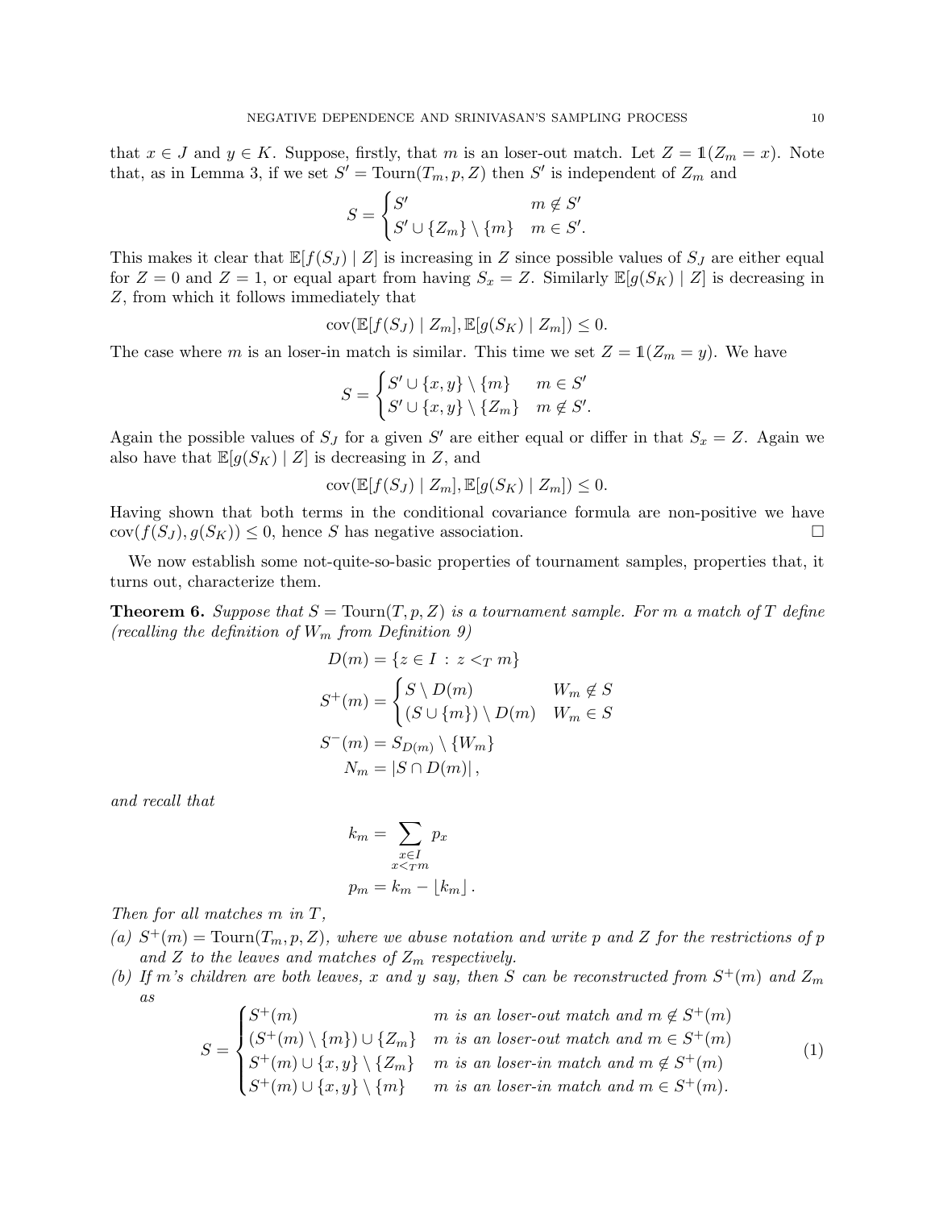that $x \in J$ and $y \in K$. Suppose, firstly, that $m$ is an loser-out match. Let $Z = \mathbb{1}(Z_m = x)$. Note that, as in Lemma 3, if we set $S' = \operatorname{Tourn}(T_m, p, Z)$ then $S'$ is independent of $Z_m$ and

$$S = \begin{cases} S' & m \notin S' \\ S' \cup \{Z_m\} \setminus \{m\} & m \in S'. \end{cases}$$

This makes it clear that $\mathbb{E}[f(S_J) \mid Z]$ is increasing in $Z$ since possible values of $S_J$ are either equal for $Z = 0$ and $Z = 1$, or equal apart from having $S_x = Z$. Similarly $\mathbb{E}[g(S_K) \mid Z]$ is decreasing in $Z$, from which it follows immediately that

$$\operatorname{cov}(\mathbb{E}[f(S_J) \mid Z_m], \mathbb{E}[g(S_K) \mid Z_m]) \leq 0.$$

The case where $m$ is an loser-in match is similar. This time we set $Z = \mathbb{1}(Z_m = y)$. We have

$$S = \begin{cases} S' \cup \{x, y\} \setminus \{m\} & m \in S' \\ S' \cup \{x, y\} \setminus \{Z_m\} & m \notin S'. \end{cases}$$

Again the possible values of $S_J$ for a given $S'$ are either equal or differ in that $S_x = Z$. Again we also have that $\mathbb{E}[g(S_K) \mid Z]$ is decreasing in $Z$, and

$$\operatorname{cov}(\mathbb{E}[f(S_J) \mid Z_m], \mathbb{E}[g(S_K) \mid Z_m]) \leq 0.$$

Having shown that both terms in the conditional covariance formula are non-positive we have $\operatorname{cov}(f(S_J), g(S_K)) \leq 0$, hence $S$ has negative association. □

We now establish some not-quite-so-basic properties of tournament samples, properties that, it turns out, characterize them.

**Theorem 6.** *Suppose that $S = \operatorname{Tourn}(T, p, Z)$ is a tournament sample. For $m$ a match of $T$ define (recalling the definition of $W_m$ from Definition 9)*

$$\begin{aligned} D(m) &= \{z \in I \,:\, z <_T m\} \\ S^+(m) &= \begin{cases} S \setminus D(m) & W_m \notin S \\ (S \cup \{m\}) \setminus D(m) & W_m \in S \end{cases} \\ S^-(m) &= S_{D(m)} \setminus \{W_m\} \\ N_m &= |S \cap D(m)|, \end{aligned}$$

*and recall that*

$$\begin{aligned} k_m &= \sum_{\substack{x \in I \\ x <_T m}} p_x \\ p_m &= k_m - \lfloor k_m \rfloor. \end{aligned}$$

*Then for all matches $m$ in $T$,*

*(a) $S^+(m) = \operatorname{Tourn}(T_m, p, Z)$, where we abuse notation and write $p$ and $Z$ for the restrictions of $p$ and $Z$ to the leaves and matches of $Z_m$ respectively.*

*(b) If $m$'s children are both leaves, $x$ and $y$ say, then $S$ can be reconstructed from $S^+(m)$ and $Z_m$ as*

$$S = \begin{cases} S^+(m) & m \text{ is an loser-out match and } m \notin S^+(m) \\ (S^+(m) \setminus \{m\}) \cup \{Z_m\} & m \text{ is an loser-out match and } m \in S^+(m) \\ S^+(m) \cup \{x, y\} \setminus \{Z_m\} & m \text{ is an loser-in match and } m \notin S^+(m) \\ S^+(m) \cup \{x, y\} \setminus \{m\} & m \text{ is an loser-in match and } m \in S^+(m). \end{cases} \tag{1}$$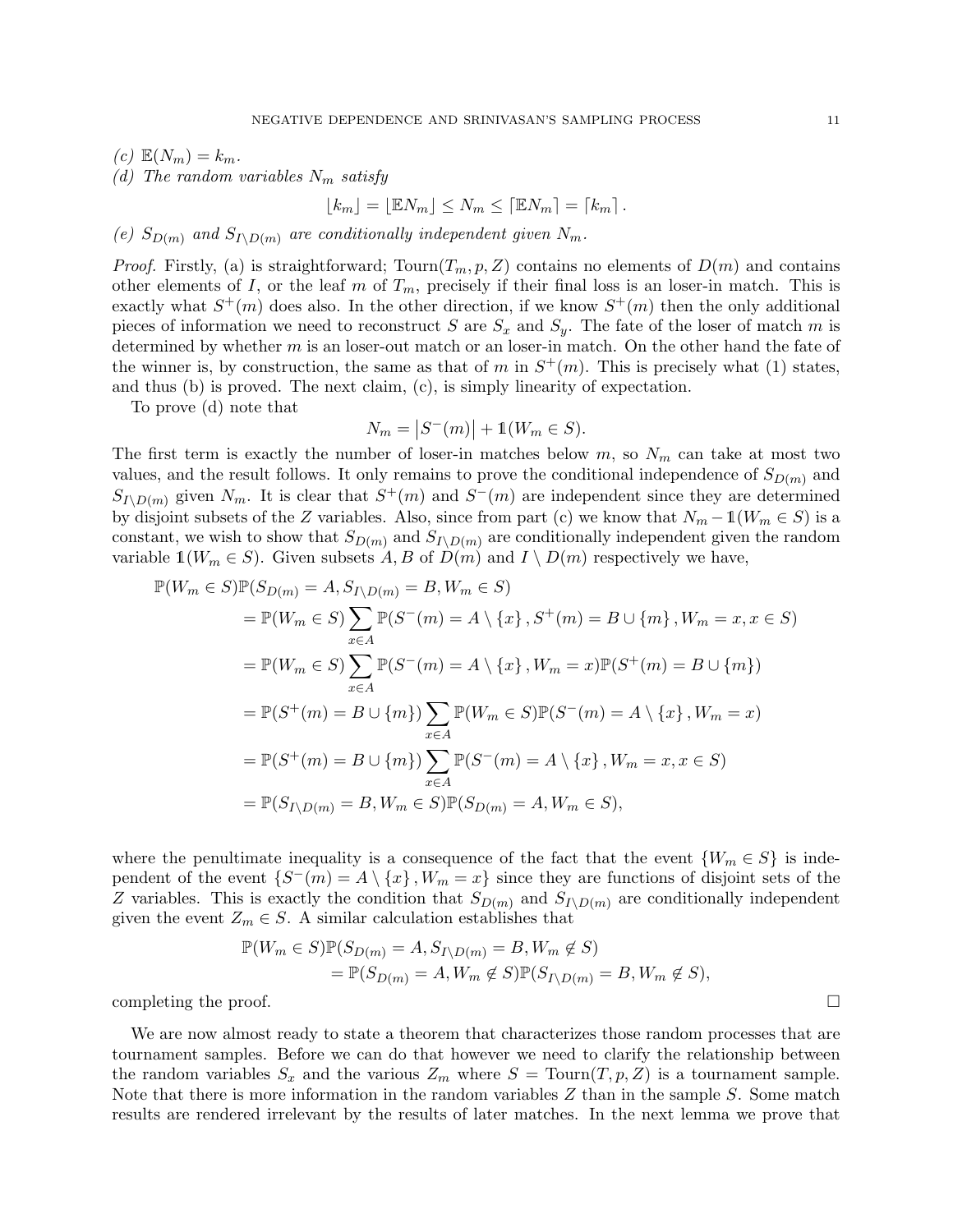*(c)* $\mathbb{E}(N_m) = k_m$.

*(d) The random variables* $N_m$ *satisfy*

$$\lfloor k_m \rfloor = \lfloor \mathbb{E}N_m \rfloor \leq N_m \leq \lceil \mathbb{E}N_m \rceil = \lceil k_m \rceil .$$

*(e)* $S_{D(m)}$ *and* $S_{I \setminus D(m)}$ *are conditionally independent given* $N_m$.

*Proof.* Firstly, (a) is straightforward; $\text{Tourn}(T_m, p, Z)$ contains no elements of $D(m)$ and contains other elements of $I$, or the leaf $m$ of $T_m$, precisely if their final loss is an loser-in match. This is exactly what $S^+(m)$ does also. In the other direction, if we know $S^+(m)$ then the only additional pieces of information we need to reconstruct $S$ are $S_x$ and $S_y$. The fate of the loser of match $m$ is determined by whether $m$ is an loser-out match or an loser-in match. On the other hand the fate of the winner is, by construction, the same as that of $m$ in $S^+(m)$. This is precisely what (1) states, and thus (b) is proved. The next claim, (c), is simply linearity of expectation.

To prove (d) note that

$$N_m = \left|S^-(m)\right| + \mathbb{1}(W_m \in S).$$

The first term is exactly the number of loser-in matches below $m$, so $N_m$ can take at most two values, and the result follows. It only remains to prove the conditional independence of $S_{D(m)}$ and $S_{I \setminus D(m)}$ given $N_m$. It is clear that $S^+(m)$ and $S^-(m)$ are independent since they are determined by disjoint subsets of the $Z$ variables. Also, since from part (c) we know that $N_m - \mathbb{1}(W_m \in S)$ is a constant, we wish to show that $S_{D(m)}$ and $S_{I \setminus D(m)}$ are conditionally independent given the random variable $\mathbb{1}(W_m \in S)$. Given subsets $A, B$ of $D(m)$ and $I \setminus D(m)$ respectively we have,

$$\begin{aligned}
\mathbb{P}(W_m \in S)&\mathbb{P}(S_{D(m)} = A, S_{I \setminus D(m)} = B, W_m \in S) \\
&= \mathbb{P}(W_m \in S) \sum_{x \in A} \mathbb{P}(S^-(m) = A \setminus \{x\}, S^+(m) = B \cup \{m\}, W_m = x, x \in S) \\
&= \mathbb{P}(W_m \in S) \sum_{x \in A} \mathbb{P}(S^-(m) = A \setminus \{x\}, W_m = x)\mathbb{P}(S^+(m) = B \cup \{m\}) \\
&= \mathbb{P}(S^+(m) = B \cup \{m\}) \sum_{x \in A} \mathbb{P}(W_m \in S)\mathbb{P}(S^-(m) = A \setminus \{x\}, W_m = x) \\
&= \mathbb{P}(S^+(m) = B \cup \{m\}) \sum_{x \in A} \mathbb{P}(S^-(m) = A \setminus \{x\}, W_m = x, x \in S) \\
&= \mathbb{P}(S_{I \setminus D(m)} = B, W_m \in S)\mathbb{P}(S_{D(m)} = A, W_m \in S),
\end{aligned}$$

where the penultimate inequality is a consequence of the fact that the event $\{W_m \in S\}$ is independent of the event $\{S^-(m) = A \setminus \{x\}, W_m = x\}$ since they are functions of disjoint sets of the $Z$ variables. This is exactly the condition that $S_{D(m)}$ and $S_{I \setminus D(m)}$ are conditionally independent given the event $Z_m \in S$. A similar calculation establishes that

$$\begin{aligned}
\mathbb{P}(W_m \in S)&\mathbb{P}(S_{D(m)} = A, S_{I \setminus D(m)} = B, W_m \notin S) \\
&= \mathbb{P}(S_{D(m)} = A, W_m \notin S)\mathbb{P}(S_{I \setminus D(m)} = B, W_m \notin S),
\end{aligned}$$

completing the proof. $\square$

We are now almost ready to state a theorem that characterizes those random processes that are tournament samples. Before we can do that however we need to clarify the relationship between the random variables $S_x$ and the various $Z_m$ where $S = \text{Tourn}(T, p, Z)$ is a tournament sample. Note that there is more information in the random variables $Z$ than in the sample $S$. Some match results are rendered irrelevant by the results of later matches. In the next lemma we prove that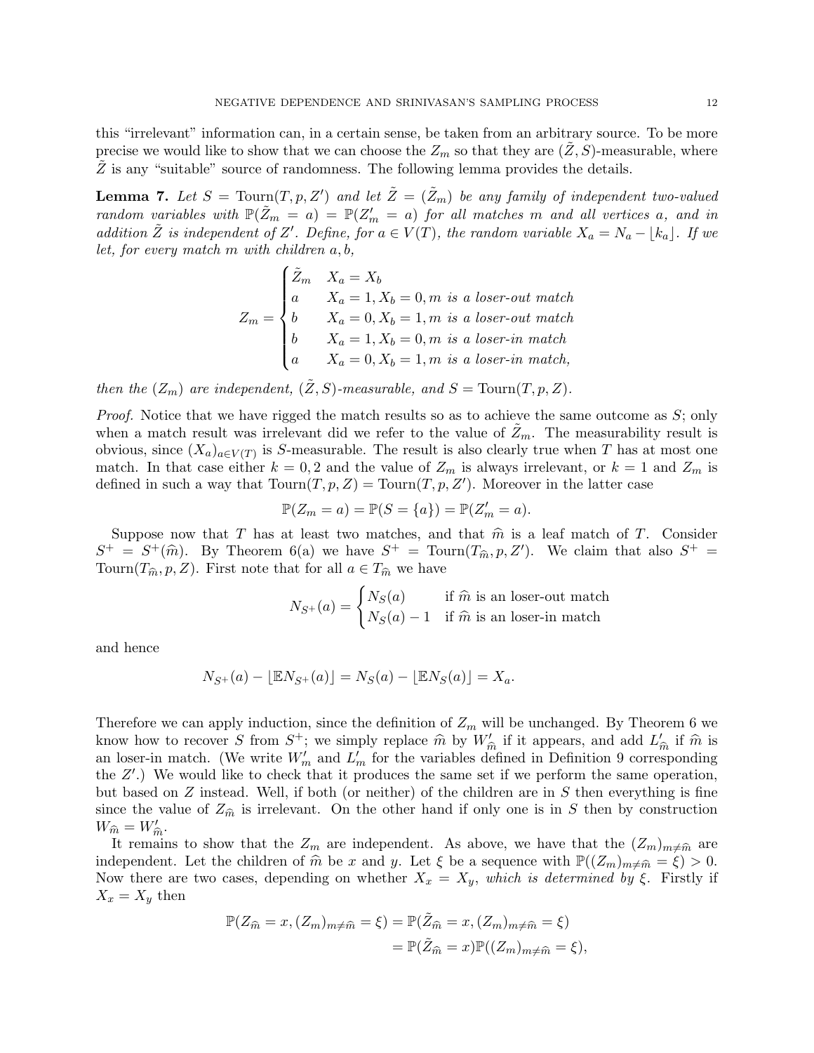this "irrelevant" information can, in a certain sense, be taken from an arbitrary source. To be more precise we would like to show that we can choose the $Z_m$ so that they are $(\tilde{Z}, S)$-measurable, where $\tilde{Z}$ is any "suitable" source of randomness. The following lemma provides the details.

**Lemma 7.** *Let $S = \mathrm{Tourn}(T, p, Z')$ and let $\tilde{Z} = (\tilde{Z}_m)$ be any family of independent two-valued random variables with $\mathbb{P}(\tilde{Z}_m = a) = \mathbb{P}(Z'_m = a)$ for all matches $m$ and all vertices $a$, and in addition $\tilde{Z}$ is independent of $Z'$. Define, for $a \in V(T)$, the random variable $X_a = N_a - \lfloor k_a \rfloor$. If we let, for every match $m$ with children $a, b$,*

$$Z_m = \begin{cases} \tilde{Z}_m & X_a = X_b \\ a & X_a = 1, X_b = 0, m \text{ is a loser-out match} \\ b & X_a = 0, X_b = 1, m \text{ is a loser-out match} \\ b & X_a = 1, X_b = 0, m \text{ is a loser-in match} \\ a & X_a = 0, X_b = 1, m \text{ is a loser-in match,} \end{cases}$$

*then the $(Z_m)$ are independent, $(\tilde{Z}, S)$-measurable, and $S = \mathrm{Tourn}(T, p, Z)$.*

*Proof.* Notice that we have rigged the match results so as to achieve the same outcome as $S$; only when a match result was irrelevant did we refer to the value of $\tilde{Z}_m$. The measurability result is obvious, since $(X_a)_{a \in V(T)}$ is $S$-measurable. The result is also clearly true when $T$ has at most one match. In that case either $k = 0, 2$ and the value of $Z_m$ is always irrelevant, or $k = 1$ and $Z_m$ is defined in such a way that $\mathrm{Tourn}(T, p, Z) = \mathrm{Tourn}(T, p, Z')$. Moreover in the latter case

$$\mathbb{P}(Z_m = a) = \mathbb{P}(S = \{a\}) = \mathbb{P}(Z'_m = a).$$

Suppose now that $T$ has at least two matches, and that $\widehat{m}$ is a leaf match of $T$. Consider $S^+ = S^+(\widehat{m})$. By Theorem 6(a) we have $S^+ = \mathrm{Tourn}(T_{\widehat{m}}, p, Z')$. We claim that also $S^+ = \mathrm{Tourn}(T_{\widehat{m}}, p, Z)$. First note that for all $a \in T_{\widehat{m}}$ we have

$$N_{S^+}(a) = \begin{cases} N_S(a) & \text{if } \widehat{m} \text{ is an loser-out match} \\ N_S(a) - 1 & \text{if } \widehat{m} \text{ is an loser-in match} \end{cases}$$

and hence

$$N_{S^+}(a) - \lfloor \mathbb{E} N_{S^+}(a) \rfloor = N_S(a) - \lfloor \mathbb{E} N_S(a) \rfloor = X_a.$$

Therefore we can apply induction, since the definition of $Z_m$ will be unchanged. By Theorem 6 we know how to recover $S$ from $S^+$; we simply replace $\widehat{m}$ by $W'_{\widehat{m}}$ if it appears, and add $L'_{\widehat{m}}$ if $\widehat{m}$ is an loser-in match. (We write $W'_m$ and $L'_m$ for the variables defined in Definition 9 corresponding the $Z'$.) We would like to check that it produces the same set if we perform the same operation, but based on $Z$ instead. Well, if both (or neither) of the children are in $S$ then everything is fine since the value of $Z_{\widehat{m}}$ is irrelevant. On the other hand if only one is in $S$ then by construction $W_{\widehat{m}} = W'_{\widehat{m}}$.

It remains to show that the $Z_m$ are independent. As above, we have that the $(Z_m)_{m \neq \widehat{m}}$ are independent. Let the children of $\widehat{m}$ be $x$ and $y$. Let $\xi$ be a sequence with $\mathbb{P}((Z_m)_{m \neq \widehat{m}} = \xi) > 0$. Now there are two cases, depending on whether $X_x = X_y$, *which is determined by* $\xi$. Firstly if $X_x = X_y$ then

$$\begin{aligned} \mathbb{P}(Z_{\widehat{m}} = x, (Z_m)_{m \neq \widehat{m}} = \xi) &= \mathbb{P}(\tilde{Z}_{\widehat{m}} = x, (Z_m)_{m \neq \widehat{m}} = \xi) \\ &= \mathbb{P}(\tilde{Z}_{\widehat{m}} = x)\mathbb{P}((Z_m)_{m \neq \widehat{m}} = \xi), \end{aligned}$$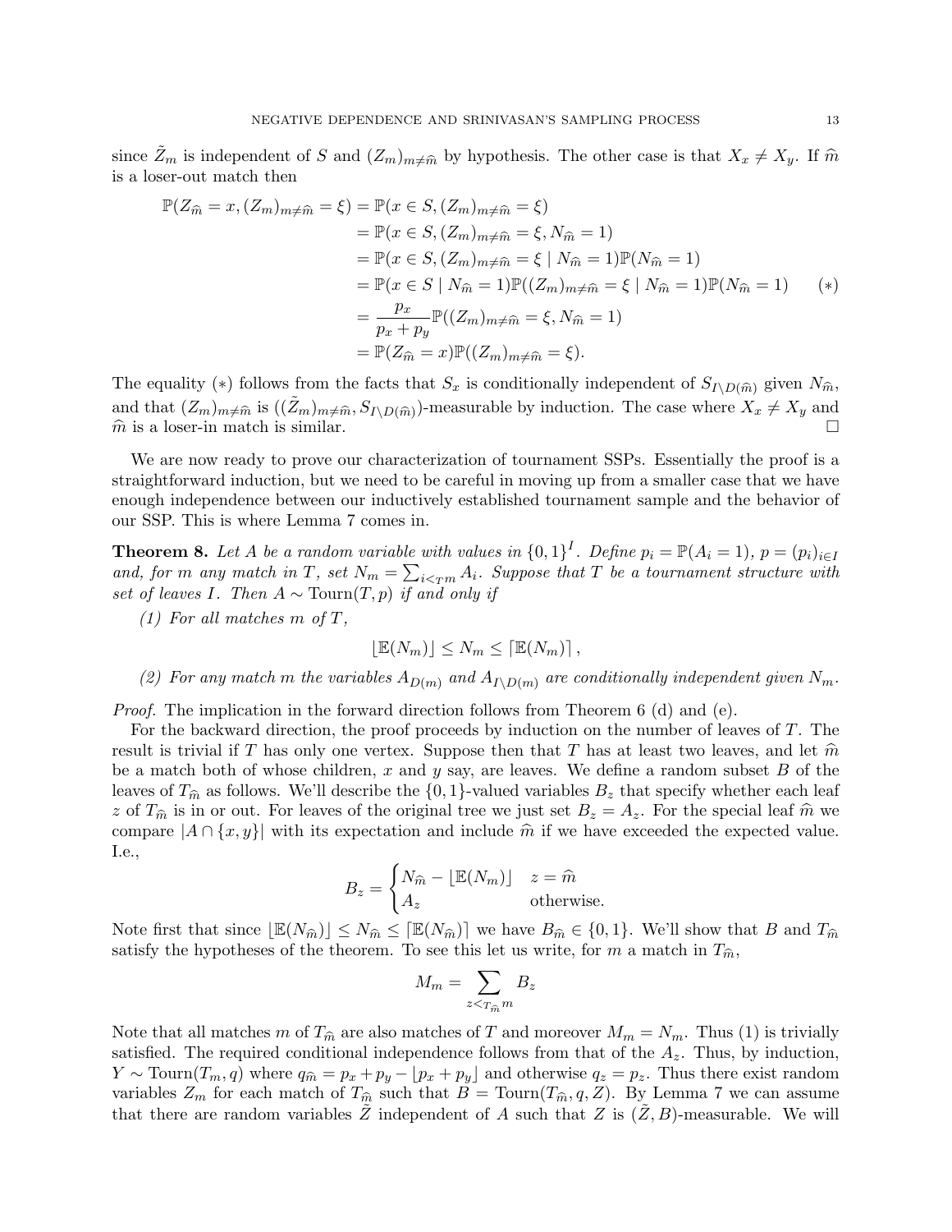since $\tilde{Z}_m$ is independent of $S$ and $(Z_m)_{m \neq \widehat{m}}$ by hypothesis. The other case is that $X_x \neq X_y$. If $\widehat{m}$ is a loser-out match then

$$
\begin{aligned}
\mathbb{P}(Z_{\widehat{m}} = x, (Z_m)_{m \neq \widehat{m}} = \xi) &= \mathbb{P}(x \in S, (Z_m)_{m \neq \widehat{m}} = \xi) \\
&= \mathbb{P}(x \in S, (Z_m)_{m \neq \widehat{m}} = \xi, N_{\widehat{m}} = 1) \\
&= \mathbb{P}(x \in S, (Z_m)_{m \neq \widehat{m}} = \xi \mid N_{\widehat{m}} = 1)\mathbb{P}(N_{\widehat{m}} = 1) \\
&= \mathbb{P}(x \in S \mid N_{\widehat{m}} = 1)\mathbb{P}((Z_m)_{m \neq \widehat{m}} = \xi \mid N_{\widehat{m}} = 1)\mathbb{P}(N_{\widehat{m}} = 1) \qquad (*) \\
&= \frac{p_x}{p_x + p_y}\mathbb{P}((Z_m)_{m \neq \widehat{m}} = \xi, N_{\widehat{m}} = 1) \\
&= \mathbb{P}(Z_{\widehat{m}} = x)\mathbb{P}((Z_m)_{m \neq \widehat{m}} = \xi).
\end{aligned}
$$

The equality $(*)$ follows from the facts that $S_x$ is conditionally independent of $S_{I \setminus D(\widehat{m})}$ given $N_{\widehat{m}}$, and that $(Z_m)_{m \neq \widehat{m}}$ is $((\tilde{Z}_m)_{m \neq \widehat{m}}, S_{I \setminus D(\widehat{m})})$-measurable by induction. The case where $X_x \neq X_y$ and $\widehat{m}$ is a loser-in match is similar. □

We are now ready to prove our characterization of tournament SSPs. Essentially the proof is a straightforward induction, but we need to be careful in moving up from a smaller case that we have enough independence between our inductively established tournament sample and the behavior of our SSP. This is where Lemma 7 comes in.

**Theorem 8.** *Let $A$ be a random variable with values in $\{0,1\}^I$. Define $p_i = \mathbb{P}(A_i = 1)$, $p = (p_i)_{i \in I}$ and, for $m$ any match in $T$, set $N_m = \sum_{i <_T m} A_i$. Suppose that $T$ be a tournament structure with set of leaves $I$. Then $A \sim \mathrm{Tourn}(T, p)$ if and only if*

*(1) For all matches $m$ of $T$,*

$$\lfloor \mathbb{E}(N_m) \rfloor \leq N_m \leq \lceil \mathbb{E}(N_m) \rceil,$$

*(2) For any match $m$ the variables $A_{D(m)}$ and $A_{I \setminus D(m)}$ are conditionally independent given $N_m$.*

*Proof.* The implication in the forward direction follows from Theorem 6 (d) and (e).

For the backward direction, the proof proceeds by induction on the number of leaves of $T$. The result is trivial if $T$ has only one vertex. Suppose then that $T$ has at least two leaves, and let $\widehat{m}$ be a match both of whose children, $x$ and $y$ say, are leaves. We define a random subset $B$ of the leaves of $T_{\widehat{m}}$ as follows. We'll describe the $\{0,1\}$-valued variables $B_z$ that specify whether each leaf $z$ of $T_{\widehat{m}}$ is in or out. For leaves of the original tree we just set $B_z = A_z$. For the special leaf $\widehat{m}$ we compare $|A \cap \{x, y\}|$ with its expectation and include $\widehat{m}$ if we have exceeded the expected value. I.e.,

$$B_z = \begin{cases} N_{\widehat{m}} - \lfloor \mathbb{E}(N_m) \rfloor & z = \widehat{m} \\ A_z & \text{otherwise.} \end{cases}$$

Note first that since $\lfloor \mathbb{E}(N_{\widehat{m}}) \rfloor \leq N_{\widehat{m}} \leq \lceil \mathbb{E}(N_{\widehat{m}}) \rceil$ we have $B_{\widehat{m}} \in \{0,1\}$. We'll show that $B$ and $T_{\widehat{m}}$ satisfy the hypotheses of the theorem. To see this let us write, for $m$ a match in $T_{\widehat{m}}$,

$$M_m = \sum_{z <_{T_{\widehat{m}}} m} B_z$$

Note that all matches $m$ of $T_{\widehat{m}}$ are also matches of $T$ and moreover $M_m = N_m$. Thus (1) is trivially satisfied. The required conditional independence follows from that of the $A_z$. Thus, by induction, $Y \sim \mathrm{Tourn}(T_m, q)$ where $q_{\widehat{m}} = p_x + p_y - \lfloor p_x + p_y \rfloor$ and otherwise $q_z = p_z$. Thus there exist random variables $Z_m$ for each match of $T_{\widehat{m}}$ such that $B = \mathrm{Tourn}(T_{\widehat{m}}, q, Z)$. By Lemma 7 we can assume that there are random variables $\tilde{Z}$ independent of $A$ such that $Z$ is $(\tilde{Z}, B)$-measurable. We will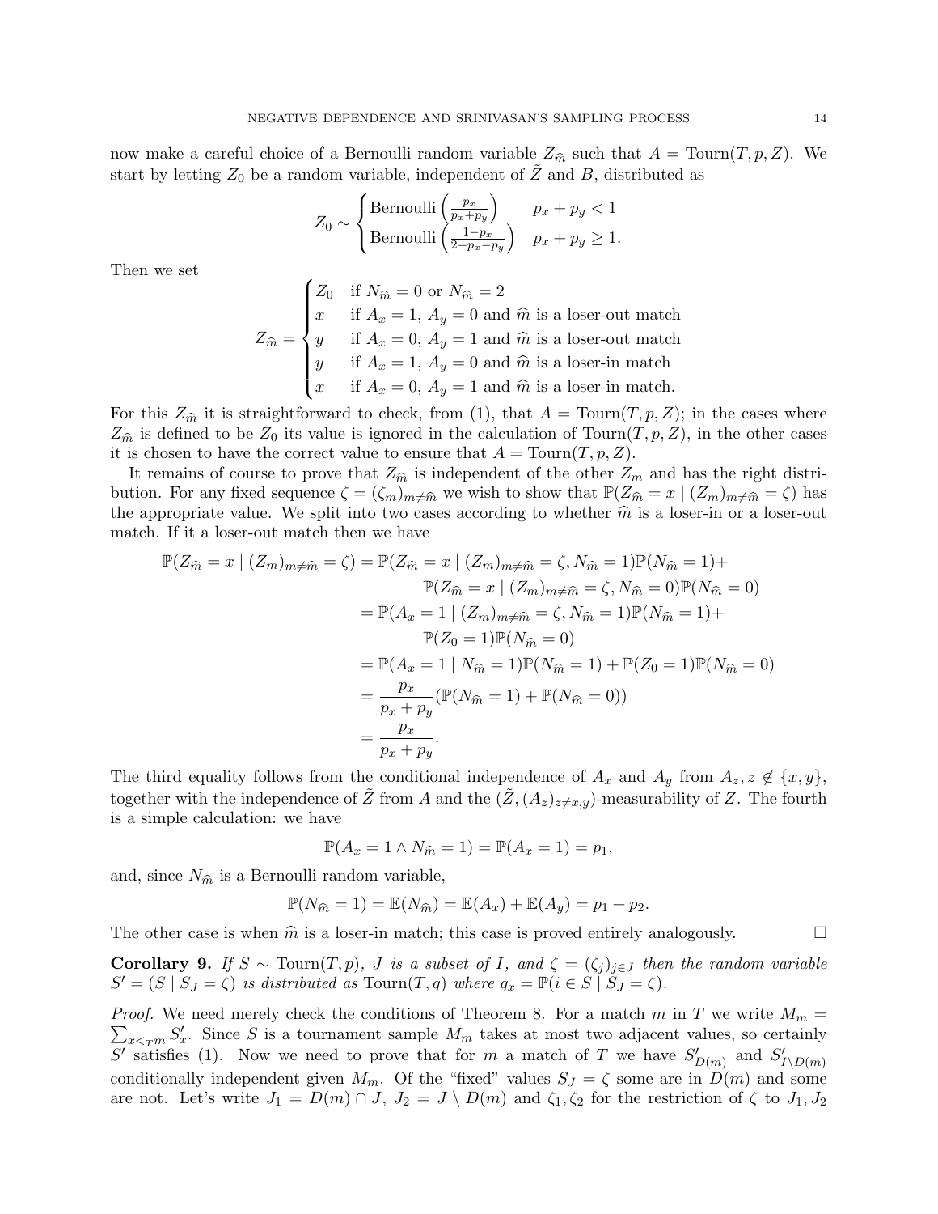now make a careful choice of a Bernoulli random variable $Z_{\widehat{m}}$ such that $A = \text{Tourn}(T, p, Z)$. We start by letting $Z_0$ be a random variable, independent of $\tilde{Z}$ and $B$, distributed as

$$Z_0 \sim \begin{cases} \text{Bernoulli}\left(\frac{p_x}{p_x+p_y}\right) & p_x + p_y < 1 \\ \text{Bernoulli}\left(\frac{1-p_x}{2-p_x-p_y}\right) & p_x + p_y \geq 1. \end{cases}$$

Then we set

$$Z_{\widehat{m}} = \begin{cases} Z_0 & \text{if } N_{\widehat{m}} = 0 \text{ or } N_{\widehat{m}} = 2 \\ x & \text{if } A_x = 1,\ A_y = 0 \text{ and } \widehat{m} \text{ is a loser-out match} \\ y & \text{if } A_x = 0,\ A_y = 1 \text{ and } \widehat{m} \text{ is a loser-out match} \\ y & \text{if } A_x = 1,\ A_y = 0 \text{ and } \widehat{m} \text{ is a loser-in match} \\ x & \text{if } A_x = 0,\ A_y = 1 \text{ and } \widehat{m} \text{ is a loser-in match.} \end{cases}$$

For this $Z_{\widehat{m}}$ it is straightforward to check, from (1), that $A = \text{Tourn}(T, p, Z)$; in the cases where $Z_{\widehat{m}}$ is defined to be $Z_0$ its value is ignored in the calculation of $\text{Tourn}(T, p, Z)$, in the other cases it is chosen to have the correct value to ensure that $A = \text{Tourn}(T, p, Z)$.

It remains of course to prove that $Z_{\widehat{m}}$ is independent of the other $Z_m$ and has the right distribution. For any fixed sequence $\zeta = (\zeta_m)_{m \neq \widehat{m}}$ we wish to show that $\mathbb{P}(Z_{\widehat{m}} = x \mid (Z_m)_{m \neq \widehat{m}} = \zeta)$ has the appropriate value. We split into two cases according to whether $\widehat{m}$ is a loser-in or a loser-out match. If it a loser-out match then we have

$$\begin{aligned}
\mathbb{P}(Z_{\widehat{m}} = x \mid (Z_m)_{m \neq \widehat{m}} = \zeta) &= \mathbb{P}(Z_{\widehat{m}} = x \mid (Z_m)_{m \neq \widehat{m}} = \zeta, N_{\widehat{m}} = 1)\mathbb{P}(N_{\widehat{m}} = 1) + \\
&\qquad \mathbb{P}(Z_{\widehat{m}} = x \mid (Z_m)_{m \neq \widehat{m}} = \zeta, N_{\widehat{m}} = 0)\mathbb{P}(N_{\widehat{m}} = 0) \\
&= \mathbb{P}(A_x = 1 \mid (Z_m)_{m \neq \widehat{m}} = \zeta, N_{\widehat{m}} = 1)\mathbb{P}(N_{\widehat{m}} = 1) + \\
&\qquad \mathbb{P}(Z_0 = 1)\mathbb{P}(N_{\widehat{m}} = 0) \\
&= \mathbb{P}(A_x = 1 \mid N_{\widehat{m}} = 1)\mathbb{P}(N_{\widehat{m}} = 1) + \mathbb{P}(Z_0 = 1)\mathbb{P}(N_{\widehat{m}} = 0) \\
&= \frac{p_x}{p_x + p_y}(\mathbb{P}(N_{\widehat{m}} = 1) + \mathbb{P}(N_{\widehat{m}} = 0)) \\
&= \frac{p_x}{p_x + p_y}.
\end{aligned}$$

The third equality follows from the conditional independence of $A_x$ and $A_y$ from $A_z, z \notin \{x, y\}$, together with the independence of $\tilde{Z}$ from $A$ and the $(\tilde{Z}, (A_z)_{z \neq x,y})$-measurability of $Z$. The fourth is a simple calculation: we have

$$\mathbb{P}(A_x = 1 \wedge N_{\widehat{m}} = 1) = \mathbb{P}(A_x = 1) = p_1,$$

and, since $N_{\widehat{m}}$ is a Bernoulli random variable,

$$\mathbb{P}(N_{\widehat{m}} = 1) = \mathbb{E}(N_{\widehat{m}}) = \mathbb{E}(A_x) + \mathbb{E}(A_y) = p_1 + p_2.$$

The other case is when $\widehat{m}$ is a loser-in match; this case is proved entirely analogously. □

**Corollary 9.** *If $S \sim \text{Tourn}(T, p)$, $J$ is a subset of $I$, and $\zeta = (\zeta_j)_{j \in J}$ then the random variable $S' = (S \mid S_J = \zeta)$ is distributed as $\text{Tourn}(T, q)$ where $q_x = \mathbb{P}(i \in S \mid S_J = \zeta)$.*

*Proof.* We need merely check the conditions of Theorem 8. For a match $m$ in $T$ we write $M_m = \sum_{x <_T m} S'_x$. Since $S$ is a tournament sample $M_m$ takes at most two adjacent values, so certainly $S'$ satisfies (1). Now we need to prove that for $m$ a match of $T$ we have $S'_{D(m)}$ and $S'_{I \setminus D(m)}$ conditionally independent given $M_m$. Of the "fixed" values $S_J = \zeta$ some are in $D(m)$ and some are not. Let's write $J_1 = D(m) \cap J$, $J_2 = J \setminus D(m)$ and $\zeta_1, \zeta_2$ for the restriction of $\zeta$ to $J_1, J_2$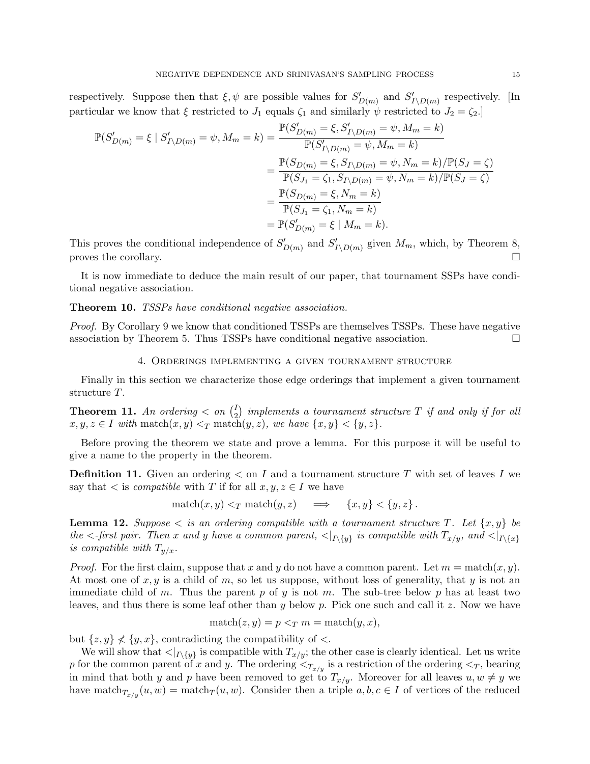respectively. Suppose then that $\xi, \psi$ are possible values for $S'_{D(m)}$ and $S'_{I\setminus D(m)}$ respectively. [In particular we know that $\xi$ restricted to $J_1$ equals $\zeta_1$ and similarly $\psi$ restricted to $J_2 = \zeta_2$.]

$$
\begin{aligned}
\mathbb{P}(S'_{D(m)} = \xi \mid S'_{I\setminus D(m)} = \psi, M_m = k) &= \frac{\mathbb{P}(S'_{D(m)} = \xi, S'_{I\setminus D(m)} = \psi, M_m = k)}{\mathbb{P}(S'_{I\setminus D(m)} = \psi, M_m = k)} \\
&= \frac{\mathbb{P}(S_{D(m)} = \xi, S_{I\setminus D(m)} = \psi, N_m = k)/\mathbb{P}(S_J = \zeta)}{\mathbb{P}(S_{J_1} = \zeta_1, S_{I\setminus D(m)} = \psi, N_m = k)/\mathbb{P}(S_J = \zeta)} \\
&= \frac{\mathbb{P}(S_{D(m)} = \xi, N_m = k)}{\mathbb{P}(S_{J_1} = \zeta_1, N_m = k)} \\
&= \mathbb{P}(S'_{D(m)} = \xi \mid M_m = k).
\end{aligned}
$$

This proves the conditional independence of $S'_{D(m)}$ and $S'_{I\setminus D(m)}$ given $M_m$, which, by Theorem 8, proves the corollary. $\square$

It is now immediate to deduce the main result of our paper, that tournament SSPs have conditional negative association.

**Theorem 10.** *TSSPs have conditional negative association.*

*Proof.* By Corollary 9 we know that conditioned TSSPs are themselves TSSPs. These have negative association by Theorem 5. Thus TSSPs have conditional negative association. $\square$

## 4. Orderings implementing a given tournament structure

Finally in this section we characterize those edge orderings that implement a given tournament structure $T$.

**Theorem 11.** *An ordering $<$ on $\binom{I}{2}$ implements a tournament structure $T$ if and only if for all $x, y, z \in I$ with $\text{match}(x, y) <_T \text{match}(y, z)$, we have $\{x, y\} < \{y, z\}$.*

Before proving the theorem we state and prove a lemma. For this purpose it will be useful to give a name to the property in the theorem.

**Definition 11.** Given an ordering $<$ on $I$ and a tournament structure $T$ with set of leaves $I$ we say that $<$ is *compatible* with $T$ if for all $x, y, z \in I$ we have

$$
\text{match}(x, y) <_T \text{match}(y, z) \quad \implies \quad \{x, y\} < \{y, z\}.
$$

**Lemma 12.** *Suppose $<$ is an ordering compatible with a tournament structure $T$. Let $\{x, y\}$ be the $<$-first pair. Then $x$ and $y$ have a common parent, $<|_{I\setminus\{y\}}$ is compatible with $T_{x/y}$, and $<|_{I\setminus\{x\}}$ is compatible with $T_{y/x}$.*

*Proof.* For the first claim, suppose that $x$ and $y$ do not have a common parent. Let $m = \text{match}(x, y)$. At most one of $x, y$ is a child of $m$, so let us suppose, without loss of generality, that $y$ is not an immediate child of $m$. Thus the parent $p$ of $y$ is not $m$. The sub-tree below $p$ has at least two leaves, and thus there is some leaf other than $y$ below $p$. Pick one such and call it $z$. Now we have

$$
\text{match}(z, y) = p <_T m = \text{match}(y, x),
$$

but $\{z, y\} \not< \{y, x\}$, contradicting the compatibility of $<$.

We will show that $<|_{I\setminus\{y\}}$ is compatible with $T_{x/y}$; the other case is clearly identical. Let us write $p$ for the common parent of $x$ and $y$. The ordering $<_{T_{x/y}}$ is a restriction of the ordering $<_T$, bearing in mind that both $y$ and $p$ have been removed to get to $T_{x/y}$. Moreover for all leaves $u, w \neq y$ we have $\text{match}_{T_{x/y}}(u, w) = \text{match}_T(u, w)$. Consider then a triple $a, b, c \in I$ of vertices of the reduced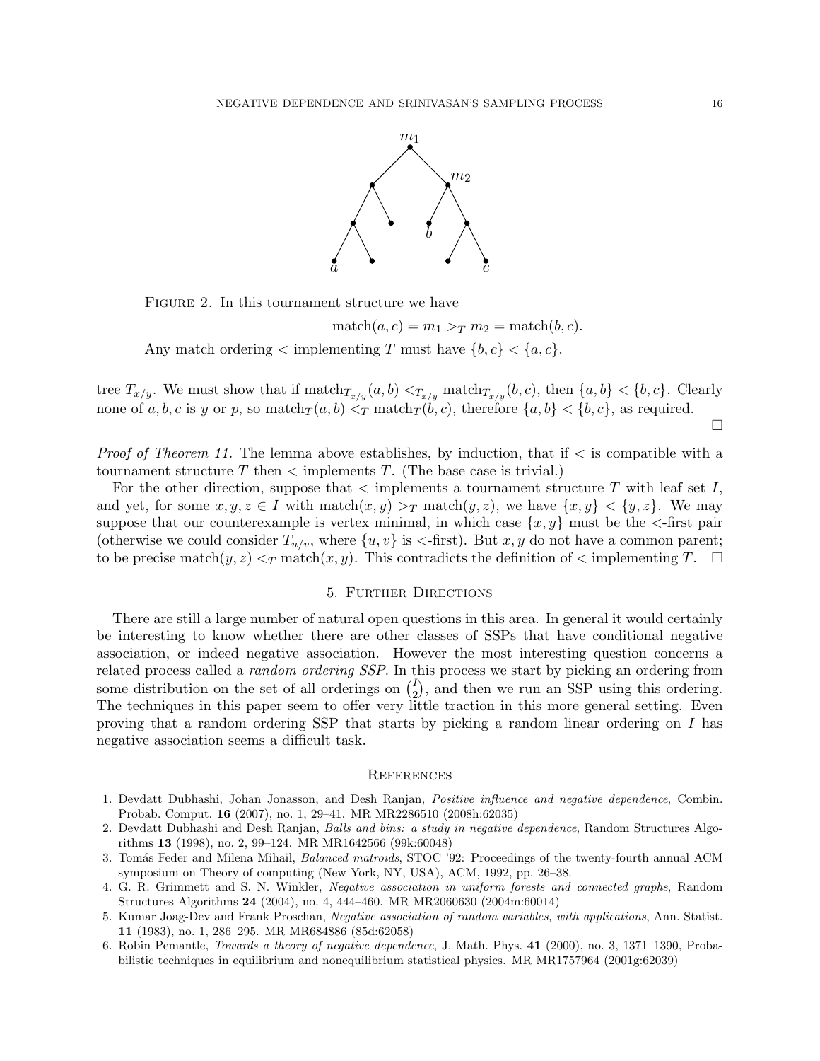FIGURE 2. In this tournament structure we have

$$\text{match}(a, c) = m_1 >_T m_2 = \text{match}(b, c).$$

Any match ordering $<$ implementing $T$ must have $\{b, c\} < \{a, c\}$.

tree $T_{x/y}$. We must show that if $\text{match}_{T_{x/y}}(a, b) <_{T_{x/y}} \text{match}_{T_{x/y}}(b, c)$, then $\{a, b\} < \{b, c\}$. Clearly none of $a, b, c$ is $y$ or $p$, so $\text{match}_T(a, b) <_T \text{match}_T(b, c)$, therefore $\{a, b\} < \{b, c\}$, as required. □

*Proof of Theorem 11.* The lemma above establishes, by induction, that if $<$ is compatible with a tournament structure $T$ then $<$ implements $T$. (The base case is trivial.)

For the other direction, suppose that $<$ implements a tournament structure $T$ with leaf set $I$, and yet, for some $x, y, z \in I$ with $\text{match}(x, y) >_T \text{match}(y, z)$, we have $\{x, y\} < \{y, z\}$. We may suppose that our counterexample is vertex minimal, in which case $\{x, y\}$ must be the $<$-first pair (otherwise we could consider $T_{u/v}$, where $\{u, v\}$ is $<$-first). But $x, y$ do not have a common parent; to be precise $\text{match}(y, z) <_T \text{match}(x, y)$. This contradicts the definition of $<$ implementing $T$. □

## 5. Further Directions

There are still a large number of natural open questions in this area. In general it would certainly be interesting to know whether there are other classes of SSPs that have conditional negative association, or indeed negative association. However the most interesting question concerns a related process called a *random ordering SSP*. In this process we start by picking an ordering from some distribution on the set of all orderings on $\binom{I}{2}$, and then we run an SSP using this ordering. The techniques in this paper seem to offer very little traction in this more general setting. Even proving that a random ordering SSP that starts by picking a random linear ordering on $I$ has negative association seems a difficult task.

## References

1. Devdatt Dubhashi, Johan Jonasson, and Desh Ranjan, *Positive influence and negative dependence*, Combin. Probab. Comput. **16** (2007), no. 1, 29–41. MR MR2286510 (2008h:62035)
2. Devdatt Dubhashi and Desh Ranjan, *Balls and bins: a study in negative dependence*, Random Structures Algorithms **13** (1998), no. 2, 99–124. MR MR1642566 (99k:60048)
3. Tomás Feder and Milena Mihail, *Balanced matroids*, STOC '92: Proceedings of the twenty-fourth annual ACM symposium on Theory of computing (New York, NY, USA), ACM, 1992, pp. 26–38.
4. G. R. Grimmett and S. N. Winkler, *Negative association in uniform forests and connected graphs*, Random Structures Algorithms **24** (2004), no. 4, 444–460. MR MR2060630 (2004m:60014)
5. Kumar Joag-Dev and Frank Proschan, *Negative association of random variables, with applications*, Ann. Statist. **11** (1983), no. 1, 286–295. MR MR684886 (85d:62058)
6. Robin Pemantle, *Towards a theory of negative dependence*, J. Math. Phys. **41** (2000), no. 3, 1371–1390, Probabilistic techniques in equilibrium and nonequilibrium statistical physics. MR MR1757964 (2001g:62039)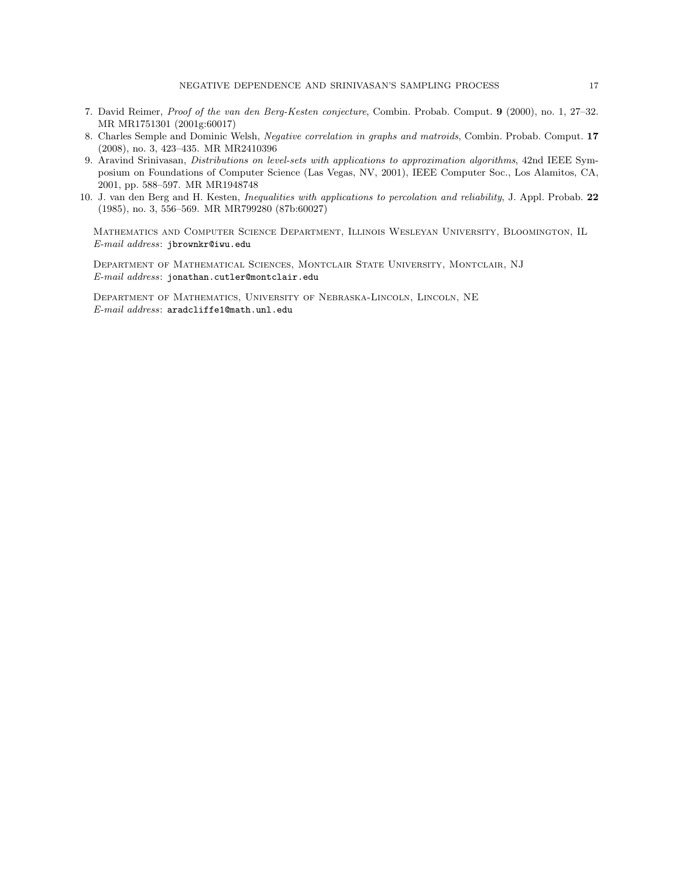7. David Reimer, *Proof of the van den Berg-Kesten conjecture*, Combin. Probab. Comput. **9** (2000), no. 1, 27–32. MR MR1751301 (2001g:60017)
8. Charles Semple and Dominic Welsh, *Negative correlation in graphs and matroids*, Combin. Probab. Comput. **17** (2008), no. 3, 423–435. MR MR2410396
9. Aravind Srinivasan, *Distributions on level-sets with applications to approximation algorithms*, 42nd IEEE Symposium on Foundations of Computer Science (Las Vegas, NV, 2001), IEEE Computer Soc., Los Alamitos, CA, 2001, pp. 588–597. MR MR1948748
10. J. van den Berg and H. Kesten, *Inequalities with applications to percolation and reliability*, J. Appl. Probab. **22** (1985), no. 3, 556–569. MR MR799280 (87b:60027)

Mathematics and Computer Science Department, Illinois Wesleyan University, Bloomington, IL
*E-mail address*: jbrownkr@iwu.edu

Department of Mathematical Sciences, Montclair State University, Montclair, NJ
*E-mail address*: jonathan.cutler@montclair.edu

Department of Mathematics, University of Nebraska-Lincoln, Lincoln, NE
*E-mail address*: aradcliffe1@math.unl.edu